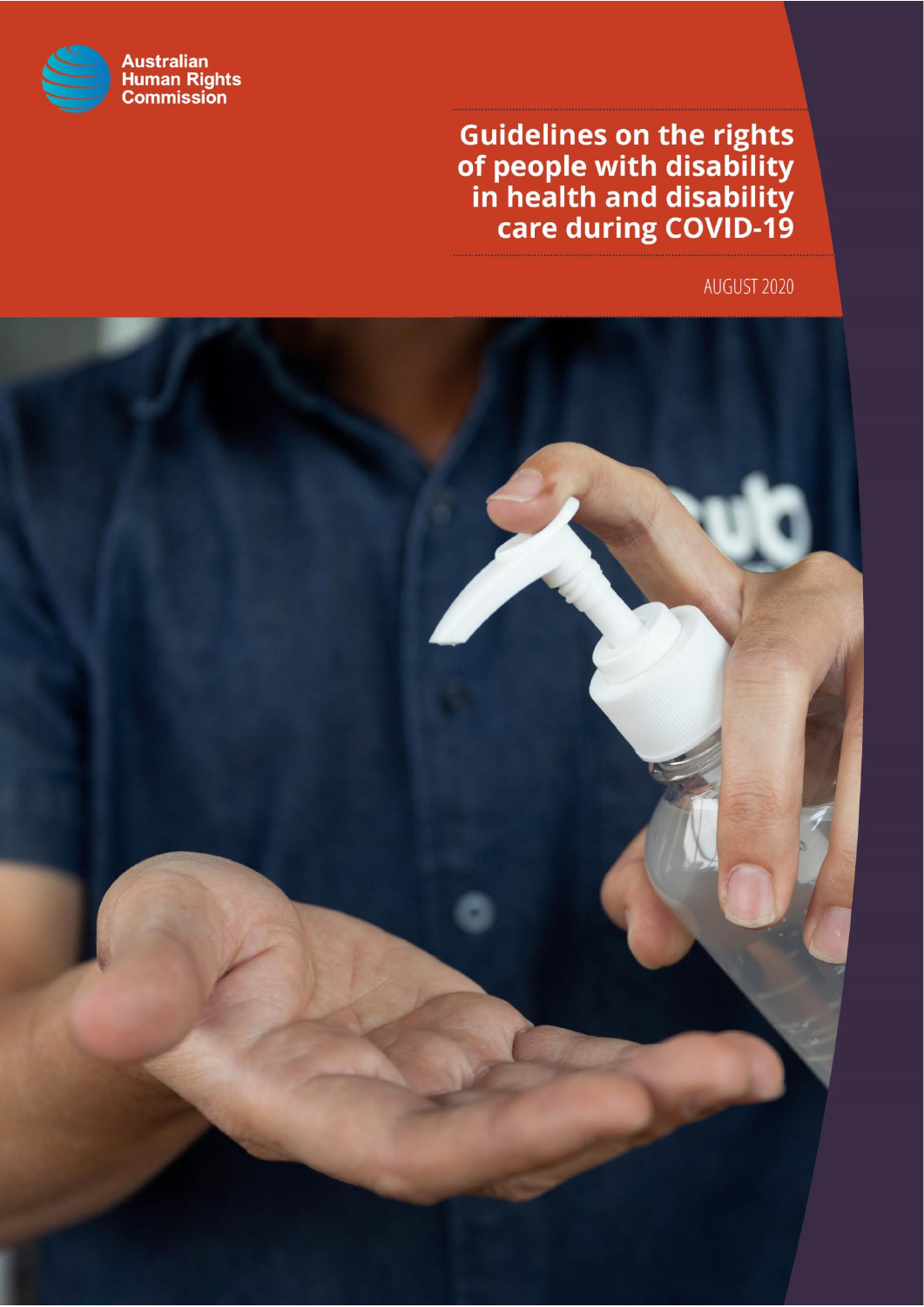Australian Human Rights Commission

# Guidelines on the rights of people with disability in health and disability care during COVID-19

AUGUST 2020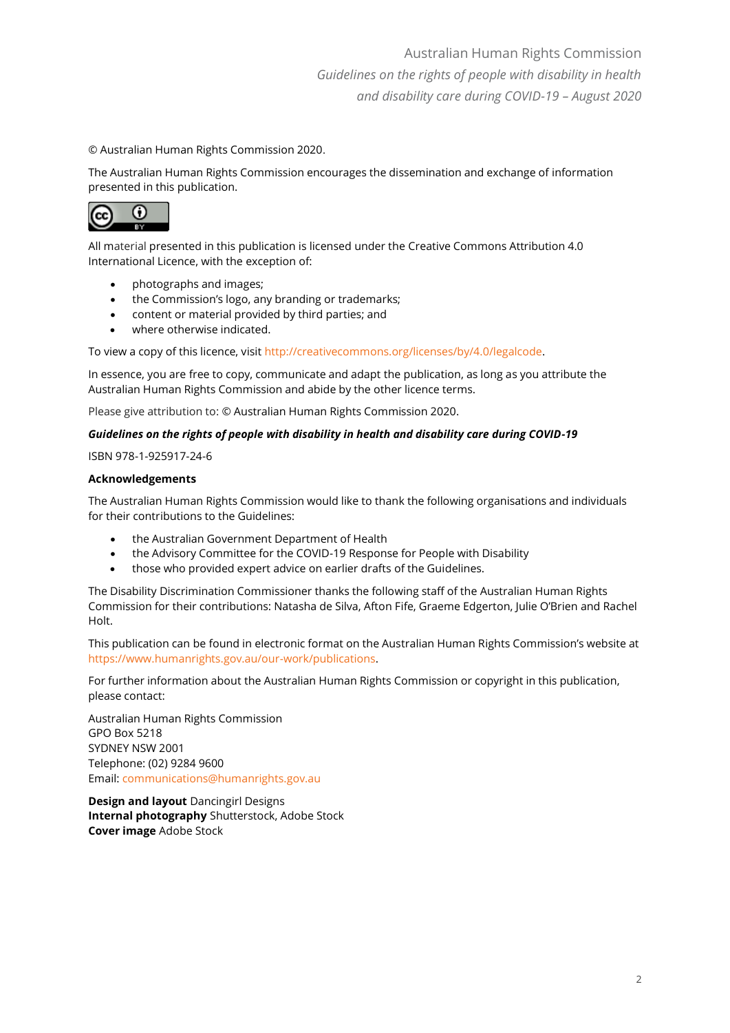© Australian Human Rights Commission 2020.

The Australian Human Rights Commission encourages the dissemination and exchange of information presented in this publication.

All material presented in this publication is licensed under the Creative Commons Attribution 4.0 International Licence, with the exception of:

- photographs and images;
- the Commission's logo, any branding or trademarks;
- content or material provided by third parties; and
- where otherwise indicated.

To view a copy of this licence, visit http://creativecommons.org/licenses/by/4.0/legalcode.

In essence, you are free to copy, communicate and adapt the publication, as long as you attribute the Australian Human Rights Commission and abide by the other licence terms.

Please give attribution to: © Australian Human Rights Commission 2020.

***Guidelines on the rights of people with disability in health and disability care during COVID-19***

ISBN 978-1-925917-24-6

**Acknowledgements**

The Australian Human Rights Commission would like to thank the following organisations and individuals for their contributions to the Guidelines:

- the Australian Government Department of Health
- the Advisory Committee for the COVID-19 Response for People with Disability
- those who provided expert advice on earlier drafts of the Guidelines.

The Disability Discrimination Commissioner thanks the following staff of the Australian Human Rights Commission for their contributions: Natasha de Silva, Afton Fife, Graeme Edgerton, Julie O'Brien and Rachel Holt.

This publication can be found in electronic format on the Australian Human Rights Commission's website at https://www.humanrights.gov.au/our-work/publications.

For further information about the Australian Human Rights Commission or copyright in this publication, please contact:

Australian Human Rights Commission
GPO Box 5218
SYDNEY NSW 2001
Telephone: (02) 9284 9600
Email: communications@humanrights.gov.au

**Design and layout** Dancingirl Designs
**Internal photography** Shutterstock, Adobe Stock
**Cover image** Adobe Stock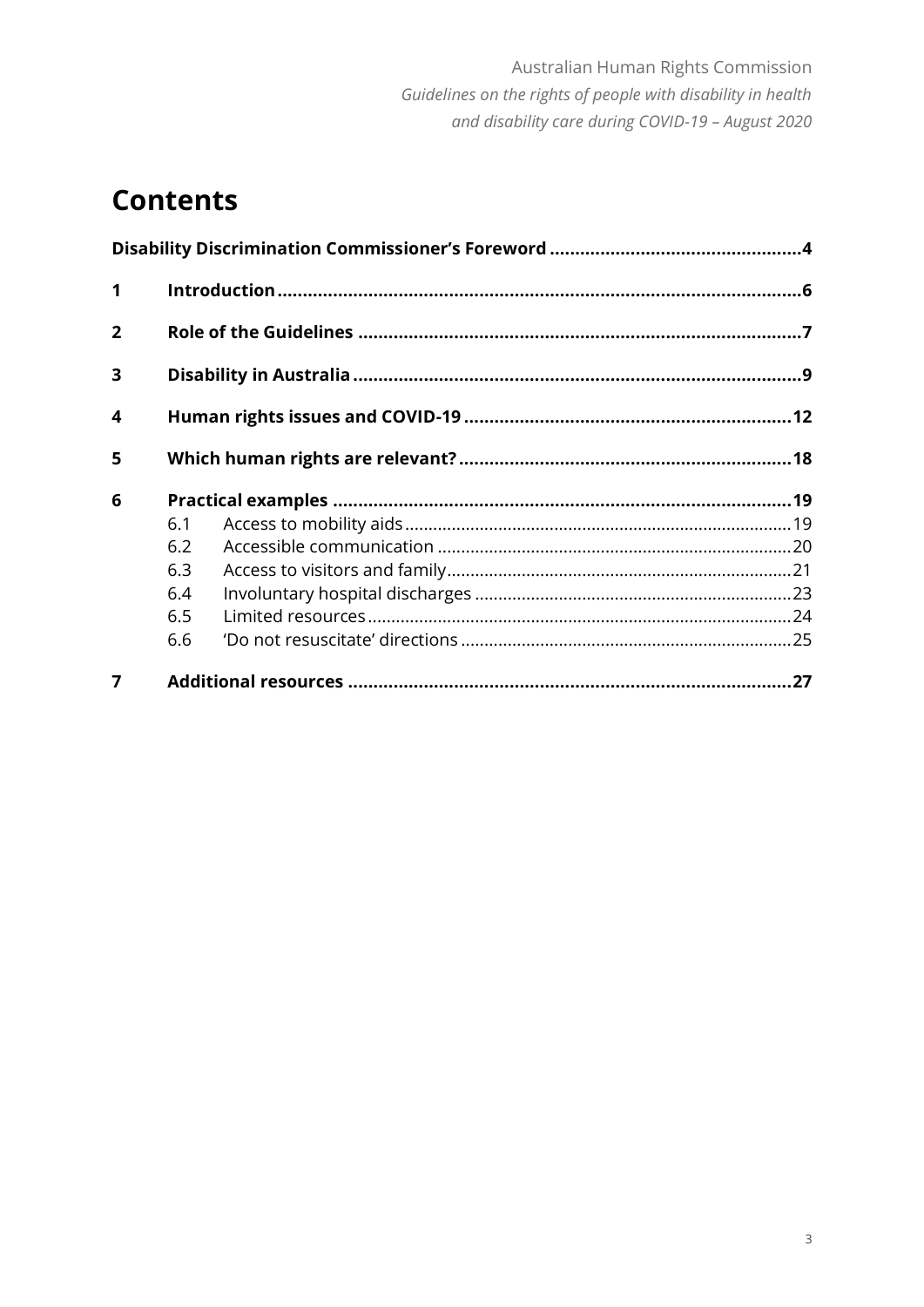# Contents

**Disability Discrimination Commissioner's Foreword** .......... **4**

**1 Introduction** .......... **6**

**2 Role of the Guidelines** .......... **7**

**3 Disability in Australia** .......... **9**

**4 Human rights issues and COVID-19** .......... **12**

**5 Which human rights are relevant?** .......... **18**

**6 Practical examples** .......... **19**

- 6.1 Access to mobility aids .......... 19
- 6.2 Accessible communication .......... 20
- 6.3 Access to visitors and family .......... 21
- 6.4 Involuntary hospital discharges .......... 23
- 6.5 Limited resources .......... 24
- 6.6 'Do not resuscitate' directions .......... 25

**7 Additional resources** .......... **27**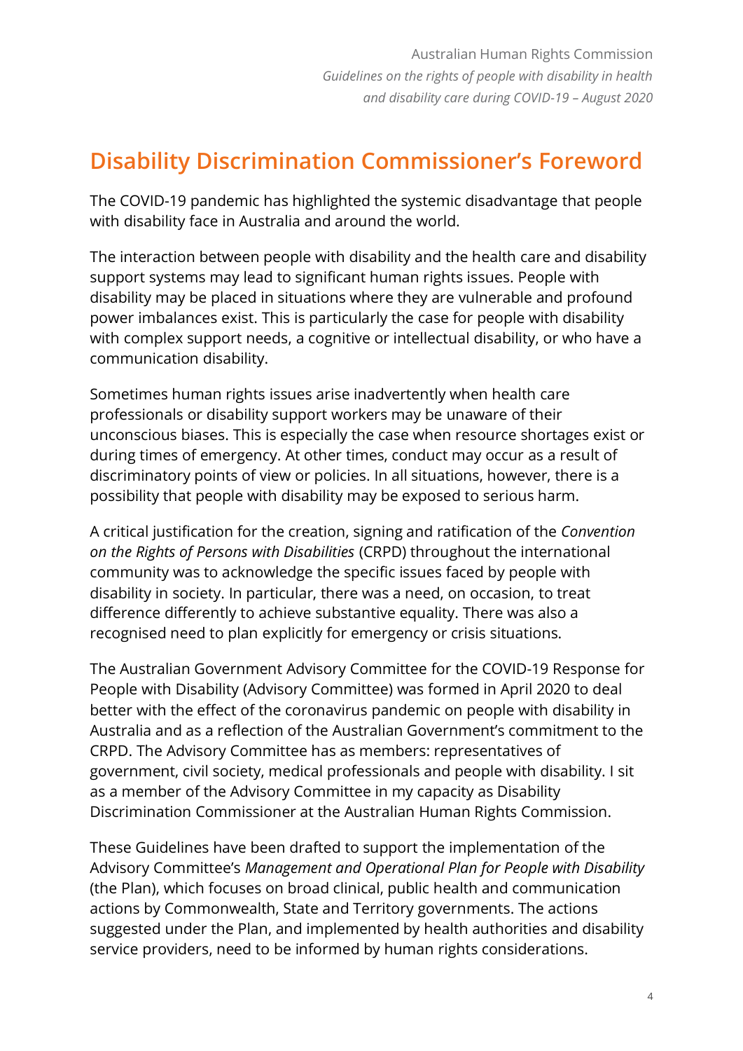# Disability Discrimination Commissioner's Foreword

The COVID-19 pandemic has highlighted the systemic disadvantage that people with disability face in Australia and around the world.

The interaction between people with disability and the health care and disability support systems may lead to significant human rights issues. People with disability may be placed in situations where they are vulnerable and profound power imbalances exist. This is particularly the case for people with disability with complex support needs, a cognitive or intellectual disability, or who have a communication disability.

Sometimes human rights issues arise inadvertently when health care professionals or disability support workers may be unaware of their unconscious biases. This is especially the case when resource shortages exist or during times of emergency. At other times, conduct may occur as a result of discriminatory points of view or policies. In all situations, however, there is a possibility that people with disability may be exposed to serious harm.

A critical justification for the creation, signing and ratification of the *Convention on the Rights of Persons with Disabilities* (CRPD) throughout the international community was to acknowledge the specific issues faced by people with disability in society. In particular, there was a need, on occasion, to treat difference differently to achieve substantive equality. There was also a recognised need to plan explicitly for emergency or crisis situations.

The Australian Government Advisory Committee for the COVID-19 Response for People with Disability (Advisory Committee) was formed in April 2020 to deal better with the effect of the coronavirus pandemic on people with disability in Australia and as a reflection of the Australian Government's commitment to the CRPD. The Advisory Committee has as members: representatives of government, civil society, medical professionals and people with disability. I sit as a member of the Advisory Committee in my capacity as Disability Discrimination Commissioner at the Australian Human Rights Commission.

These Guidelines have been drafted to support the implementation of the Advisory Committee's *Management and Operational Plan for People with Disability* (the Plan), which focuses on broad clinical, public health and communication actions by Commonwealth, State and Territory governments. The actions suggested under the Plan, and implemented by health authorities and disability service providers, need to be informed by human rights considerations.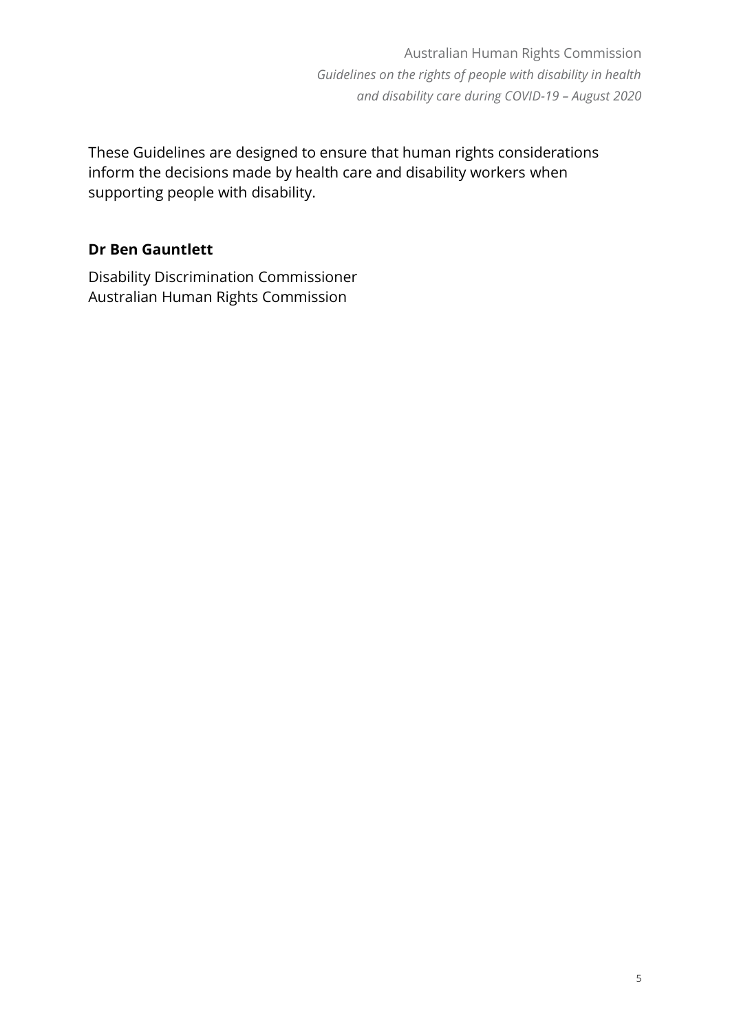These Guidelines are designed to ensure that human rights considerations inform the decisions made by health care and disability workers when supporting people with disability.

**Dr Ben Gauntlett**

Disability Discrimination Commissioner
Australian Human Rights Commission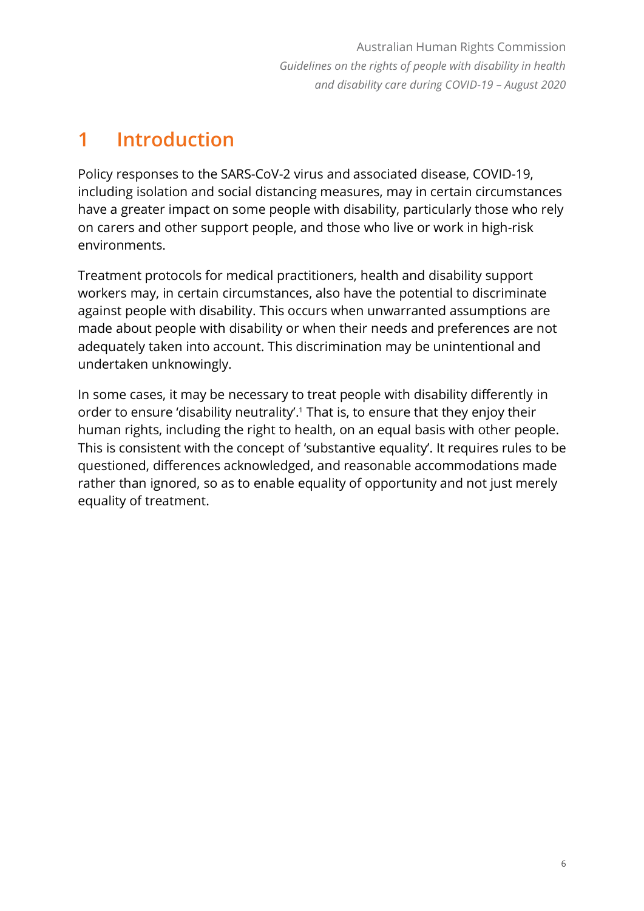# 1 Introduction

Policy responses to the SARS-CoV-2 virus and associated disease, COVID-19, including isolation and social distancing measures, may in certain circumstances have a greater impact on some people with disability, particularly those who rely on carers and other support people, and those who live or work in high-risk environments.

Treatment protocols for medical practitioners, health and disability support workers may, in certain circumstances, also have the potential to discriminate against people with disability. This occurs when unwarranted assumptions are made about people with disability or when their needs and preferences are not adequately taken into account. This discrimination may be unintentional and undertaken unknowingly.

In some cases, it may be necessary to treat people with disability differently in order to ensure 'disability neutrality'.[1] That is, to ensure that they enjoy their human rights, including the right to health, on an equal basis with other people. This is consistent with the concept of 'substantive equality'. It requires rules to be questioned, differences acknowledged, and reasonable accommodations made rather than ignored, so as to enable equality of opportunity and not just merely equality of treatment.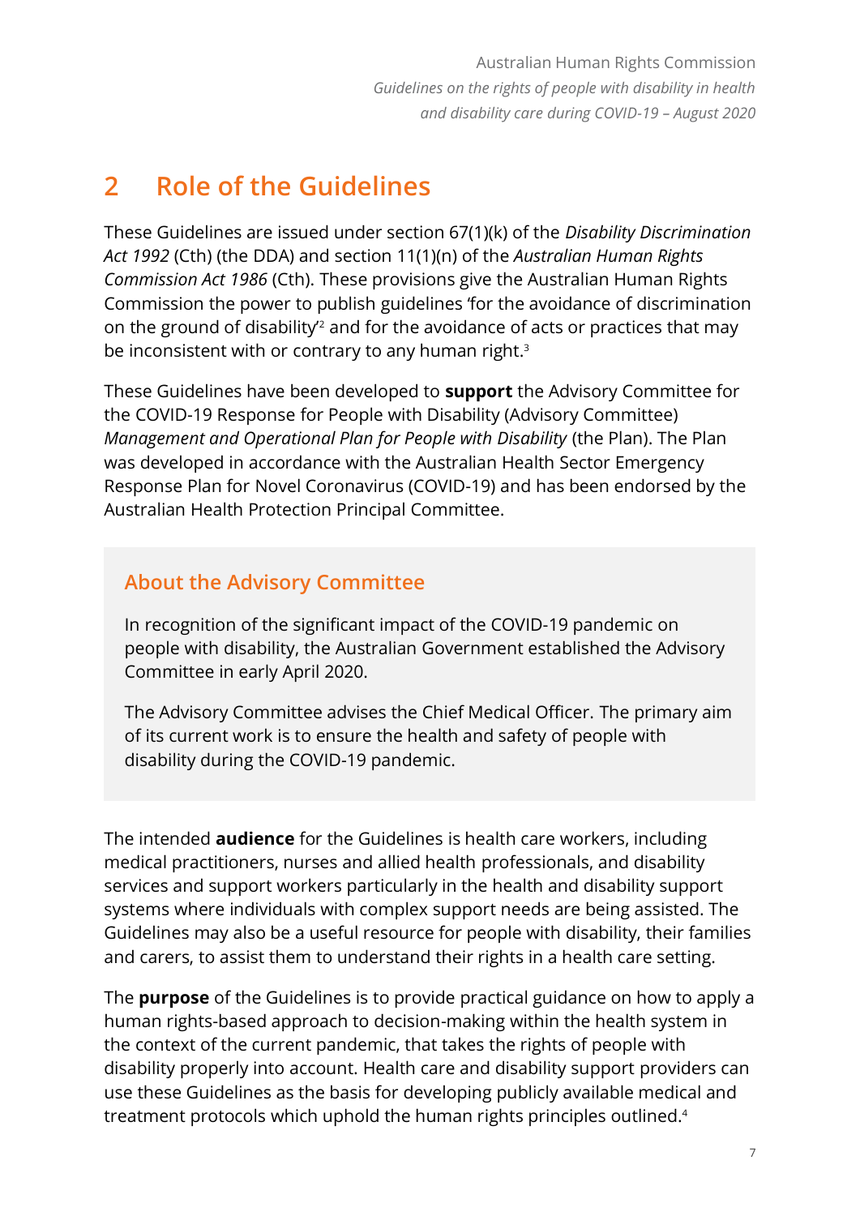## 2 Role of the Guidelines

These Guidelines are issued under section 67(1)(k) of the *Disability Discrimination Act 1992* (Cth) (the DDA) and section 11(1)(n) of the *Australian Human Rights Commission Act 1986* (Cth). These provisions give the Australian Human Rights Commission the power to publish guidelines 'for the avoidance of discrimination on the ground of disability'[2] and for the avoidance of acts or practices that may be inconsistent with or contrary to any human right.[3]

These Guidelines have been developed to **support** the Advisory Committee for the COVID-19 Response for People with Disability (Advisory Committee) *Management and Operational Plan for People with Disability* (the Plan). The Plan was developed in accordance with the Australian Health Sector Emergency Response Plan for Novel Coronavirus (COVID-19) and has been endorsed by the Australian Health Protection Principal Committee.

### About the Advisory Committee

In recognition of the significant impact of the COVID-19 pandemic on people with disability, the Australian Government established the Advisory Committee in early April 2020.

The Advisory Committee advises the Chief Medical Officer. The primary aim of its current work is to ensure the health and safety of people with disability during the COVID-19 pandemic.

The intended **audience** for the Guidelines is health care workers, including medical practitioners, nurses and allied health professionals, and disability services and support workers particularly in the health and disability support systems where individuals with complex support needs are being assisted. The Guidelines may also be a useful resource for people with disability, their families and carers, to assist them to understand their rights in a health care setting.

The **purpose** of the Guidelines is to provide practical guidance on how to apply a human rights-based approach to decision-making within the health system in the context of the current pandemic, that takes the rights of people with disability properly into account. Health care and disability support providers can use these Guidelines as the basis for developing publicly available medical and treatment protocols which uphold the human rights principles outlined.[4]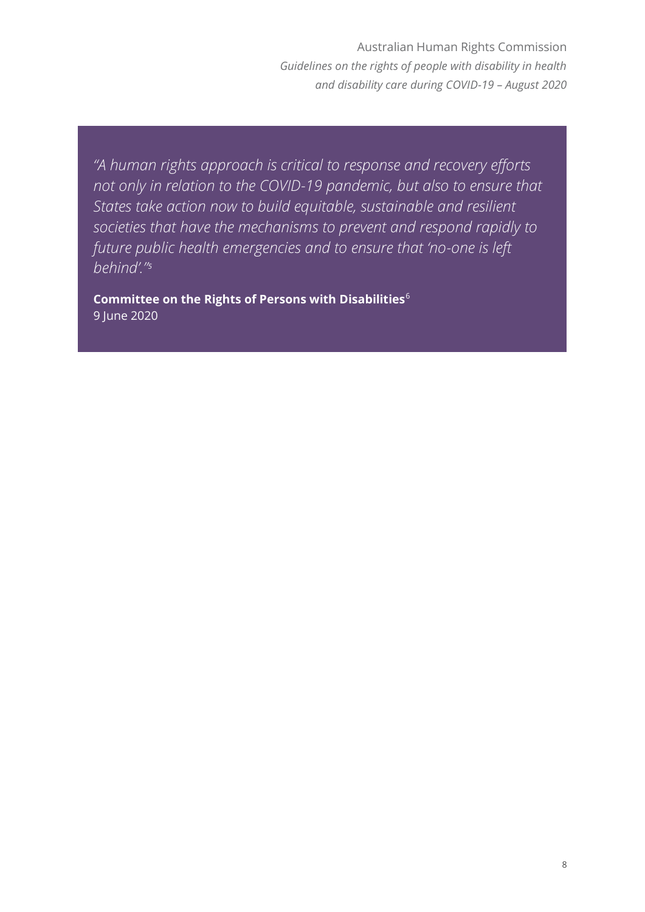*"A human rights approach is critical to response and recovery efforts not only in relation to the COVID-19 pandemic, but also to ensure that States take action now to build equitable, sustainable and resilient societies that have the mechanisms to prevent and respond rapidly to future public health emergencies and to ensure that 'no-one is left behind'."*[5]

**Committee on the Rights of Persons with Disabilities**[6]
9 June 2020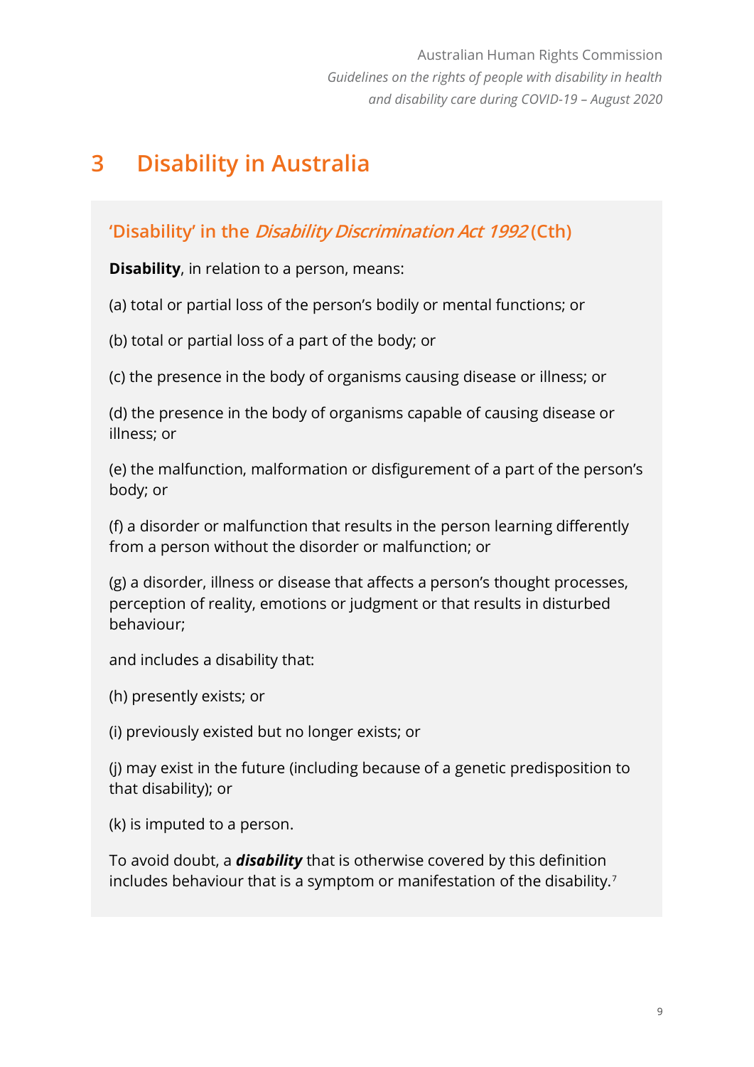# 3 Disability in Australia

## 'Disability' in the *Disability Discrimination Act 1992* (Cth)

**Disability**, in relation to a person, means:

(a) total or partial loss of the person's bodily or mental functions; or

(b) total or partial loss of a part of the body; or

(c) the presence in the body of organisms causing disease or illness; or

(d) the presence in the body of organisms capable of causing disease or illness; or

(e) the malfunction, malformation or disfigurement of a part of the person's body; or

(f) a disorder or malfunction that results in the person learning differently from a person without the disorder or malfunction; or

(g) a disorder, illness or disease that affects a person's thought processes, perception of reality, emotions or judgment or that results in disturbed behaviour;

and includes a disability that:

(h) presently exists; or

(i) previously existed but no longer exists; or

(j) may exist in the future (including because of a genetic predisposition to that disability); or

(k) is imputed to a person.

To avoid doubt, a ***disability*** that is otherwise covered by this definition includes behaviour that is a symptom or manifestation of the disability.[7]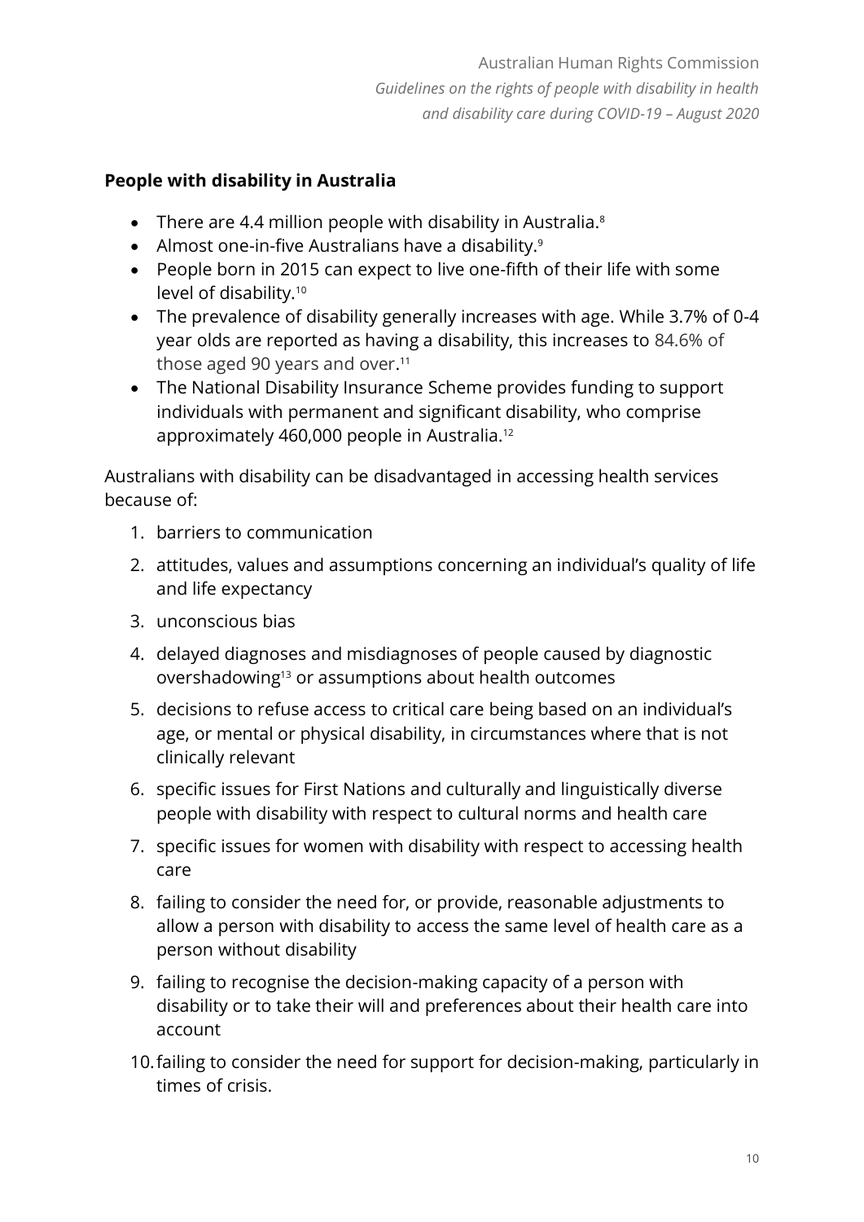**People with disability in Australia**

- There are 4.4 million people with disability in Australia.[8]
- Almost one-in-five Australians have a disability.[9]
- People born in 2015 can expect to live one-fifth of their life with some level of disability.[10]
- The prevalence of disability generally increases with age. While 3.7% of 0-4 year olds are reported as having a disability, this increases to 84.6% of those aged 90 years and over.[11]
- The National Disability Insurance Scheme provides funding to support individuals with permanent and significant disability, who comprise approximately 460,000 people in Australia.[12]

Australians with disability can be disadvantaged in accessing health services because of:

1. barriers to communication
2. attitudes, values and assumptions concerning an individual's quality of life and life expectancy
3. unconscious bias
4. delayed diagnoses and misdiagnoses of people caused by diagnostic overshadowing[13] or assumptions about health outcomes
5. decisions to refuse access to critical care being based on an individual's age, or mental or physical disability, in circumstances where that is not clinically relevant
6. specific issues for First Nations and culturally and linguistically diverse people with disability with respect to cultural norms and health care
7. specific issues for women with disability with respect to accessing health care
8. failing to consider the need for, or provide, reasonable adjustments to allow a person with disability to access the same level of health care as a person without disability
9. failing to recognise the decision-making capacity of a person with disability or to take their will and preferences about their health care into account
10. failing to consider the need for support for decision-making, particularly in times of crisis.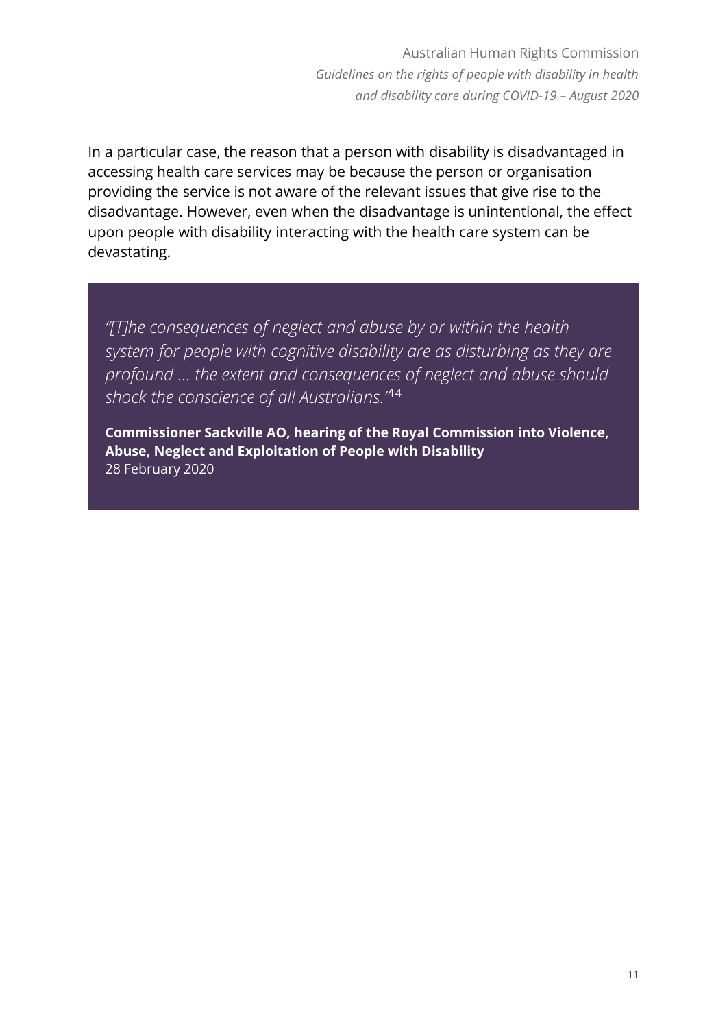In a particular case, the reason that a person with disability is disadvantaged in accessing health care services may be because the person or organisation providing the service is not aware of the relevant issues that give rise to the disadvantage. However, even when the disadvantage is unintentional, the effect upon people with disability interacting with the health care system can be devastating.

> *"[T]he consequences of neglect and abuse by or within the health system for people with cognitive disability are as disturbing as they are profound ... the extent and consequences of neglect and abuse should shock the conscience of all Australians."*[14]
>
> **Commissioner Sackville AO, hearing of the Royal Commission into Violence, Abuse, Neglect and Exploitation of People with Disability**
> 28 February 2020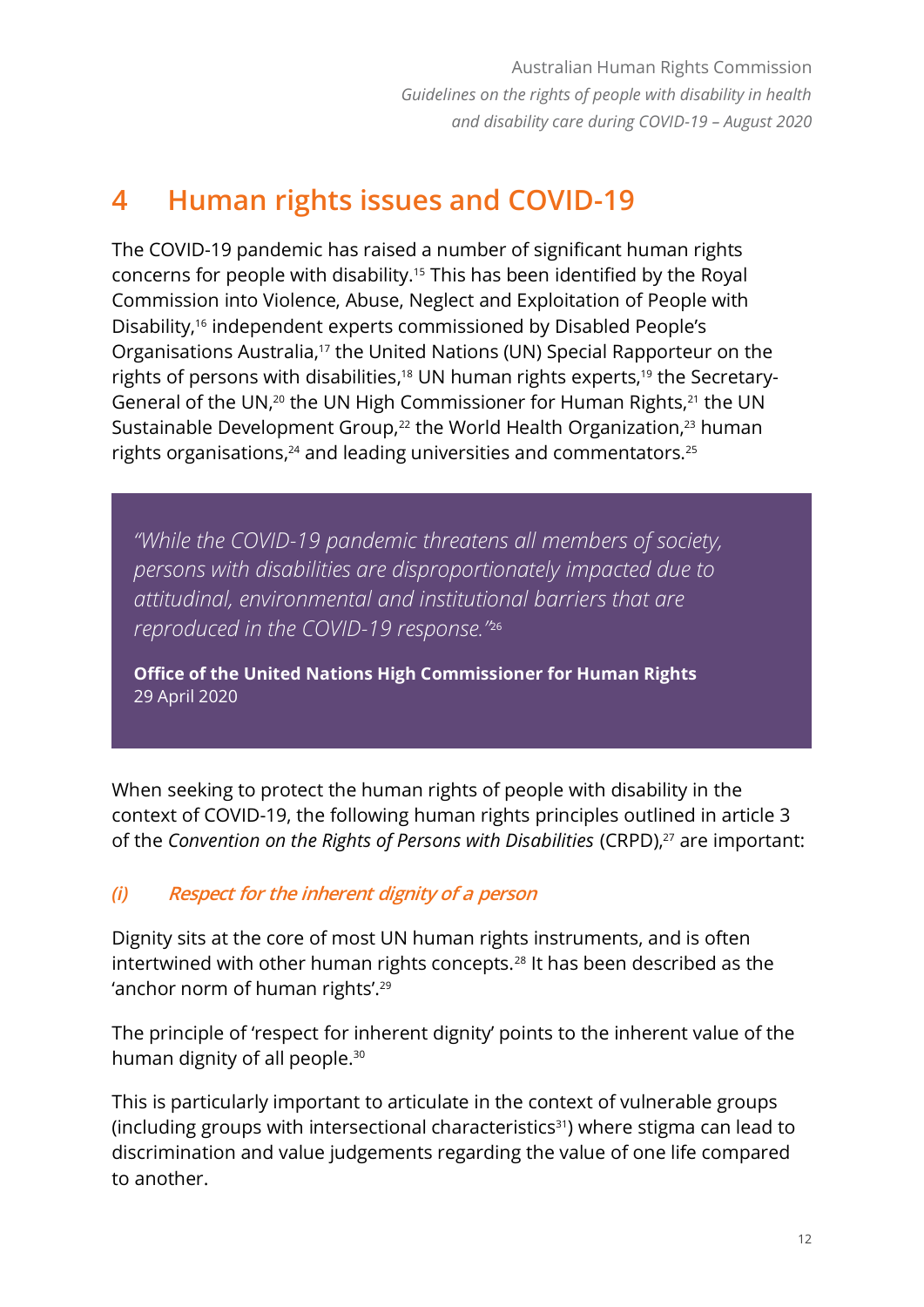# 4 Human rights issues and COVID-19

The COVID-19 pandemic has raised a number of significant human rights concerns for people with disability.[15] This has been identified by the Royal Commission into Violence, Abuse, Neglect and Exploitation of People with Disability,[16] independent experts commissioned by Disabled People's Organisations Australia,[17] the United Nations (UN) Special Rapporteur on the rights of persons with disabilities,[18] UN human rights experts,[19] the Secretary-General of the UN,[20] the UN High Commissioner for Human Rights,[21] the UN Sustainable Development Group,[22] the World Health Organization,[23] human rights organisations,[24] and leading universities and commentators.[25]

> *"While the COVID-19 pandemic threatens all members of society, persons with disabilities are disproportionately impacted due to attitudinal, environmental and institutional barriers that are reproduced in the COVID-19 response."*[26]
>
> **Office of the United Nations High Commissioner for Human Rights**
> 29 April 2020

When seeking to protect the human rights of people with disability in the context of COVID-19, the following human rights principles outlined in article 3 of the *Convention on the Rights of Persons with Disabilities* (CRPD),[27] are important:

### *(i) Respect for the inherent dignity of a person*

Dignity sits at the core of most UN human rights instruments, and is often intertwined with other human rights concepts.[28] It has been described as the 'anchor norm of human rights'.[29]

The principle of 'respect for inherent dignity' points to the inherent value of the human dignity of all people.[30]

This is particularly important to articulate in the context of vulnerable groups (including groups with intersectional characteristics[31]) where stigma can lead to discrimination and value judgements regarding the value of one life compared to another.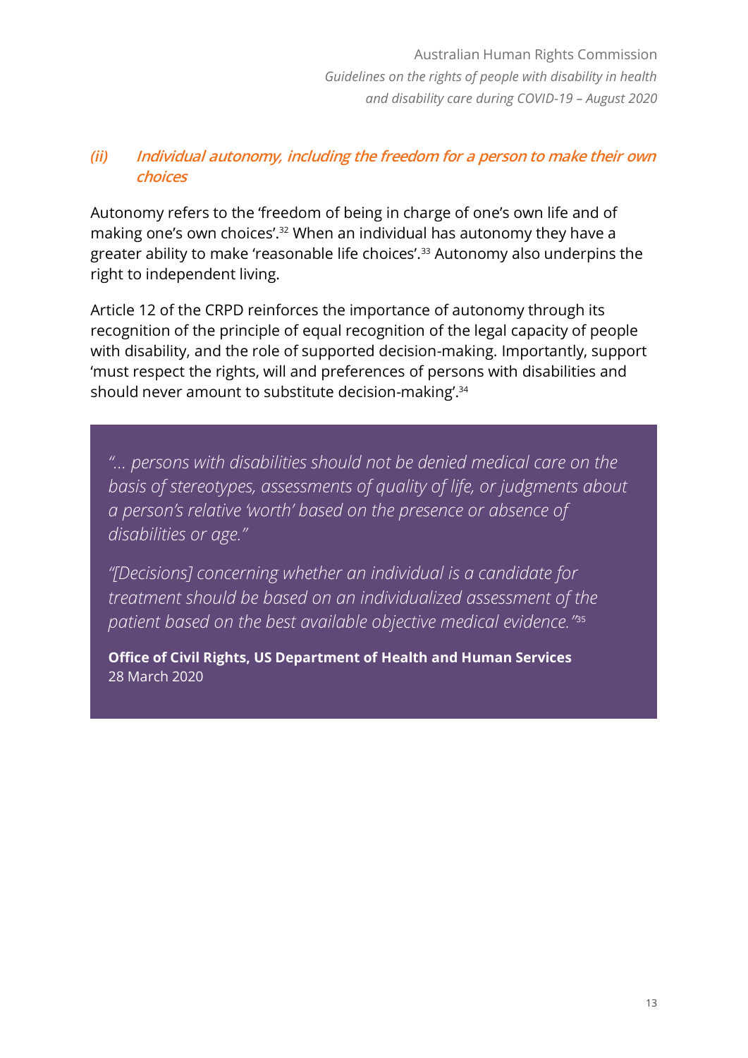### *(ii) Individual autonomy, including the freedom for a person to make their own choices*

Autonomy refers to the 'freedom of being in charge of one's own life and of making one's own choices'.[32] When an individual has autonomy they have a greater ability to make 'reasonable life choices'.[33] Autonomy also underpins the right to independent living.

Article 12 of the CRPD reinforces the importance of autonomy through its recognition of the principle of equal recognition of the legal capacity of people with disability, and the role of supported decision-making. Importantly, support 'must respect the rights, will and preferences of persons with disabilities and should never amount to substitute decision-making'.[34]

> *"… persons with disabilities should not be denied medical care on the basis of stereotypes, assessments of quality of life, or judgments about a person's relative 'worth' based on the presence or absence of disabilities or age."*
>
> *"[Decisions] concerning whether an individual is a candidate for treatment should be based on an individualized assessment of the patient based on the best available objective medical evidence."*[35]
>
> **Office of Civil Rights, US Department of Health and Human Services**
> 28 March 2020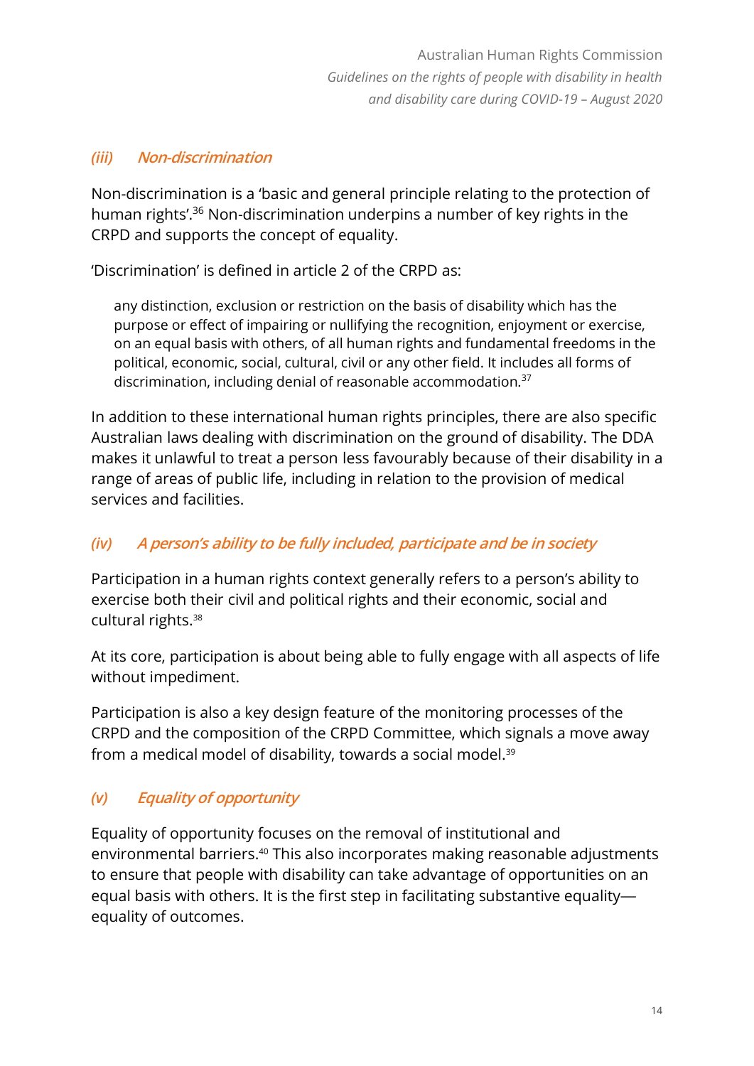### *(iii) Non-discrimination*

Non-discrimination is a 'basic and general principle relating to the protection of human rights'.[36] Non-discrimination underpins a number of key rights in the CRPD and supports the concept of equality.

'Discrimination' is defined in article 2 of the CRPD as:

> any distinction, exclusion or restriction on the basis of disability which has the purpose or effect of impairing or nullifying the recognition, enjoyment or exercise, on an equal basis with others, of all human rights and fundamental freedoms in the political, economic, social, cultural, civil or any other field. It includes all forms of discrimination, including denial of reasonable accommodation.[37]

In addition to these international human rights principles, there are also specific Australian laws dealing with discrimination on the ground of disability. The DDA makes it unlawful to treat a person less favourably because of their disability in a range of areas of public life, including in relation to the provision of medical services and facilities.

### *(iv) A person's ability to be fully included, participate and be in society*

Participation in a human rights context generally refers to a person's ability to exercise both their civil and political rights and their economic, social and cultural rights.[38]

At its core, participation is about being able to fully engage with all aspects of life without impediment.

Participation is also a key design feature of the monitoring processes of the CRPD and the composition of the CRPD Committee, which signals a move away from a medical model of disability, towards a social model.[39]

### *(v) Equality of opportunity*

Equality of opportunity focuses on the removal of institutional and environmental barriers.[40] This also incorporates making reasonable adjustments to ensure that people with disability can take advantage of opportunities on an equal basis with others. It is the first step in facilitating substantive equality—equality of outcomes.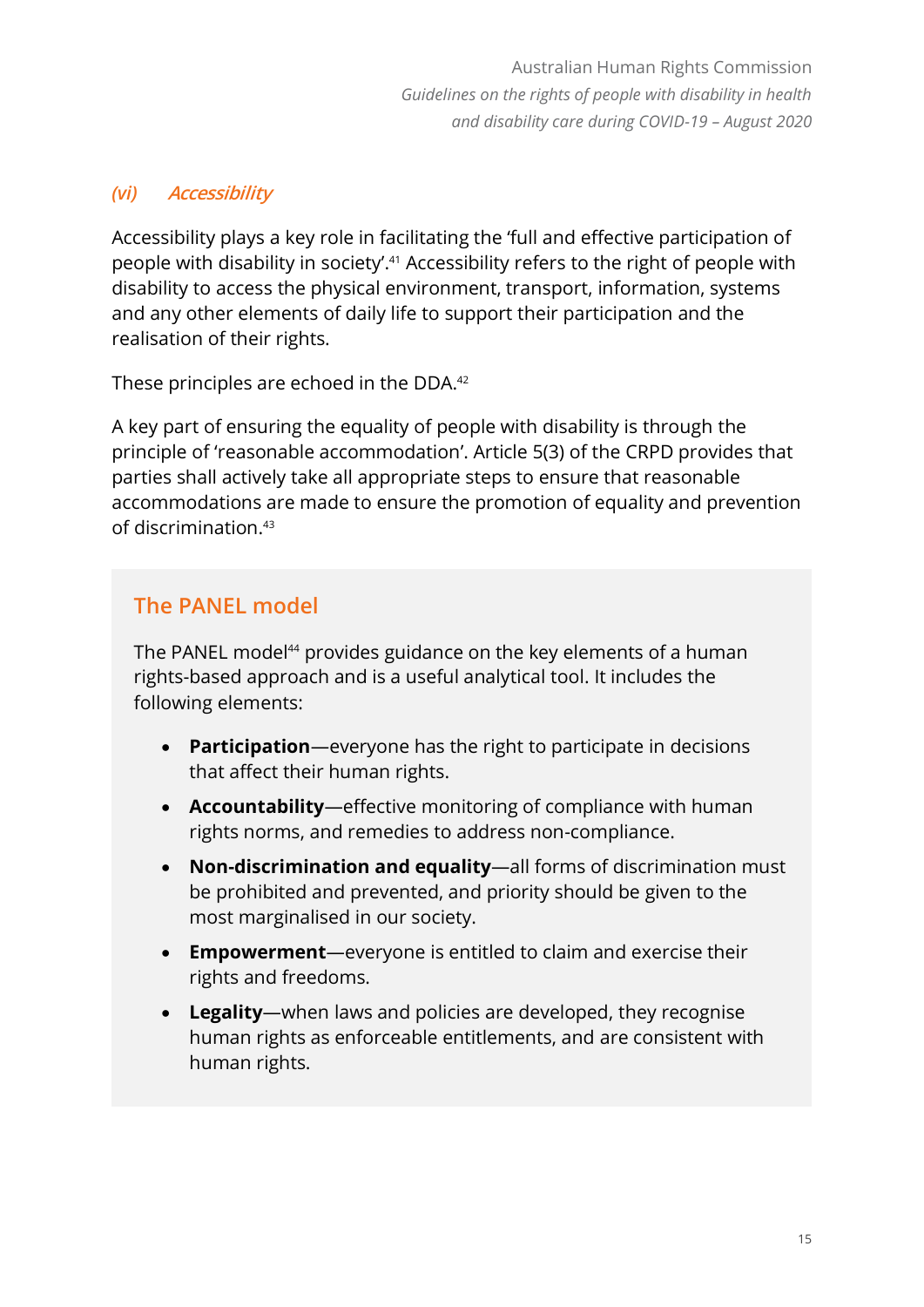### *(vi) Accessibility*

Accessibility plays a key role in facilitating the 'full and effective participation of people with disability in society'.[41] Accessibility refers to the right of people with disability to access the physical environment, transport, information, systems and any other elements of daily life to support their participation and the realisation of their rights.

These principles are echoed in the DDA.[42]

A key part of ensuring the equality of people with disability is through the principle of 'reasonable accommodation'. Article 5(3) of the CRPD provides that parties shall actively take all appropriate steps to ensure that reasonable accommodations are made to ensure the promotion of equality and prevention of discrimination.[43]

### The PANEL model

The PANEL model[44] provides guidance on the key elements of a human rights-based approach and is a useful analytical tool. It includes the following elements:

- **Participation**—everyone has the right to participate in decisions that affect their human rights.
- **Accountability**—effective monitoring of compliance with human rights norms, and remedies to address non-compliance.
- **Non-discrimination and equality**—all forms of discrimination must be prohibited and prevented, and priority should be given to the most marginalised in our society.
- **Empowerment**—everyone is entitled to claim and exercise their rights and freedoms.
- **Legality**—when laws and policies are developed, they recognise human rights as enforceable entitlements, and are consistent with human rights.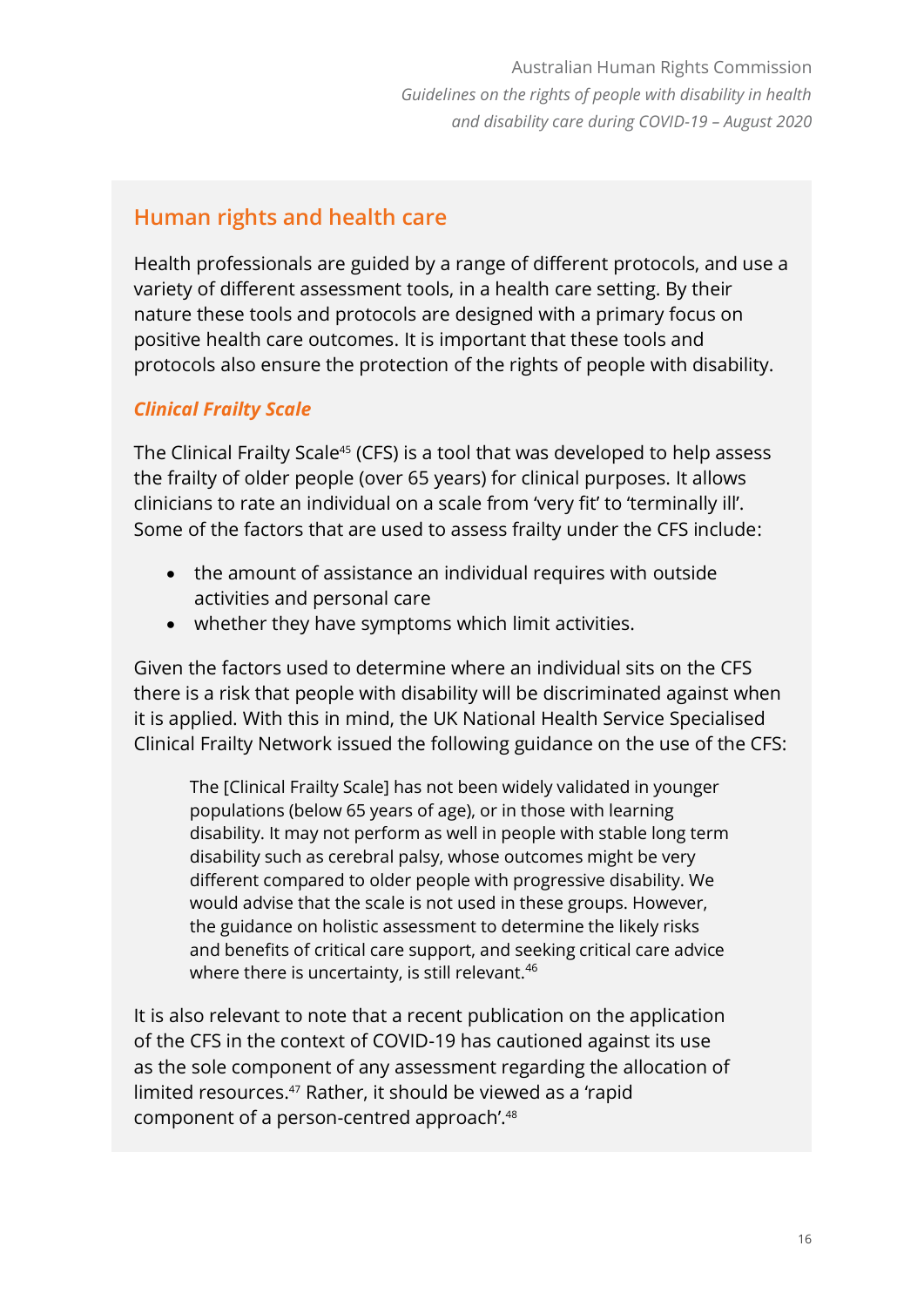## Human rights and health care

Health professionals are guided by a range of different protocols, and use a variety of different assessment tools, in a health care setting. By their nature these tools and protocols are designed with a primary focus on positive health care outcomes. It is important that these tools and protocols also ensure the protection of the rights of people with disability.

### *Clinical Frailty Scale*

The Clinical Frailty Scale[45] (CFS) is a tool that was developed to help assess the frailty of older people (over 65 years) for clinical purposes. It allows clinicians to rate an individual on a scale from 'very fit' to 'terminally ill'. Some of the factors that are used to assess frailty under the CFS include:

- the amount of assistance an individual requires with outside activities and personal care
- whether they have symptoms which limit activities.

Given the factors used to determine where an individual sits on the CFS there is a risk that people with disability will be discriminated against when it is applied. With this in mind, the UK National Health Service Specialised Clinical Frailty Network issued the following guidance on the use of the CFS:

> The [Clinical Frailty Scale] has not been widely validated in younger populations (below 65 years of age), or in those with learning disability. It may not perform as well in people with stable long term disability such as cerebral palsy, whose outcomes might be very different compared to older people with progressive disability. We would advise that the scale is not used in these groups. However, the guidance on holistic assessment to determine the likely risks and benefits of critical care support, and seeking critical care advice where there is uncertainty, is still relevant.[46]

It is also relevant to note that a recent publication on the application of the CFS in the context of COVID-19 has cautioned against its use as the sole component of any assessment regarding the allocation of limited resources.[47] Rather, it should be viewed as a 'rapid component of a person-centred approach'.[48]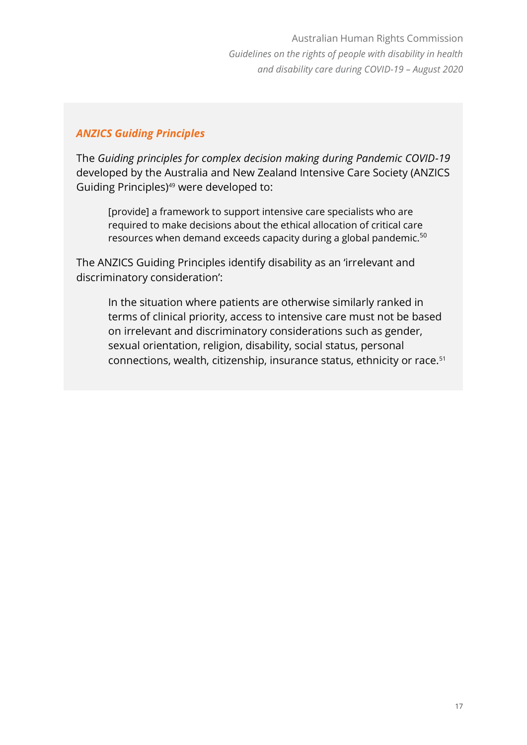### *ANZICS Guiding Principles*

The *Guiding principles for complex decision making during Pandemic COVID-19* developed by the Australia and New Zealand Intensive Care Society (ANZICS Guiding Principles)[49] were developed to:

> [provide] a framework to support intensive care specialists who are required to make decisions about the ethical allocation of critical care resources when demand exceeds capacity during a global pandemic.[50]

The ANZICS Guiding Principles identify disability as an 'irrelevant and discriminatory consideration':

> In the situation where patients are otherwise similarly ranked in terms of clinical priority, access to intensive care must not be based on irrelevant and discriminatory considerations such as gender, sexual orientation, religion, disability, social status, personal connections, wealth, citizenship, insurance status, ethnicity or race.[51]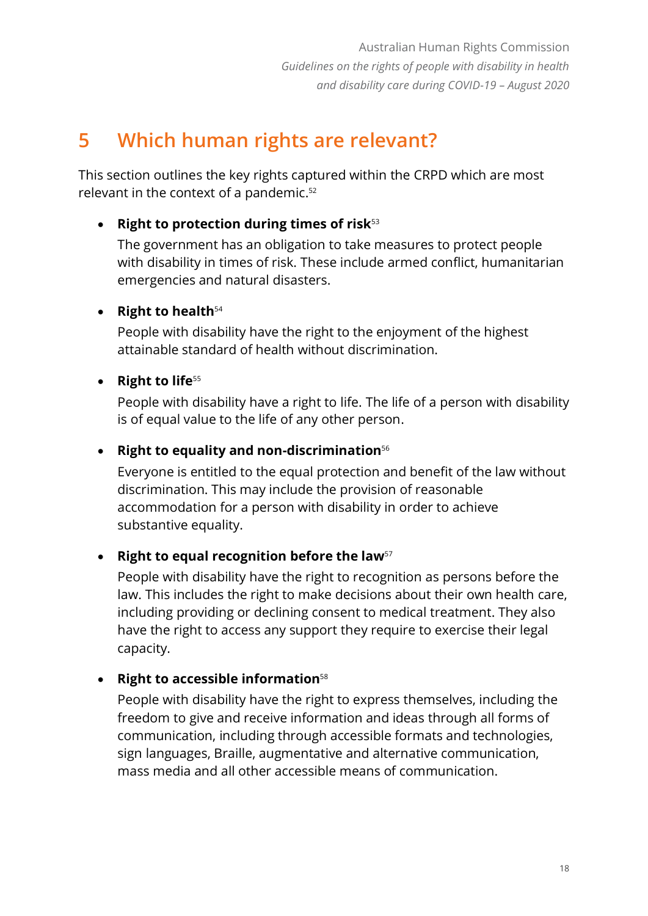# 5 Which human rights are relevant?

This section outlines the key rights captured within the CRPD which are most relevant in the context of a pandemic.[52]

- **Right to protection during times of risk**[53]

  The government has an obligation to take measures to protect people with disability in times of risk. These include armed conflict, humanitarian emergencies and natural disasters.

- **Right to health**[54]

  People with disability have the right to the enjoyment of the highest attainable standard of health without discrimination.

- **Right to life**[55]

  People with disability have a right to life. The life of a person with disability is of equal value to the life of any other person.

- **Right to equality and non-discrimination**[56]

  Everyone is entitled to the equal protection and benefit of the law without discrimination. This may include the provision of reasonable accommodation for a person with disability in order to achieve substantive equality.

- **Right to equal recognition before the law**[57]

  People with disability have the right to recognition as persons before the law. This includes the right to make decisions about their own health care, including providing or declining consent to medical treatment. They also have the right to access any support they require to exercise their legal capacity.

- **Right to accessible information**[58]

  People with disability have the right to express themselves, including the freedom to give and receive information and ideas through all forms of communication, including through accessible formats and technologies, sign languages, Braille, augmentative and alternative communication, mass media and all other accessible means of communication.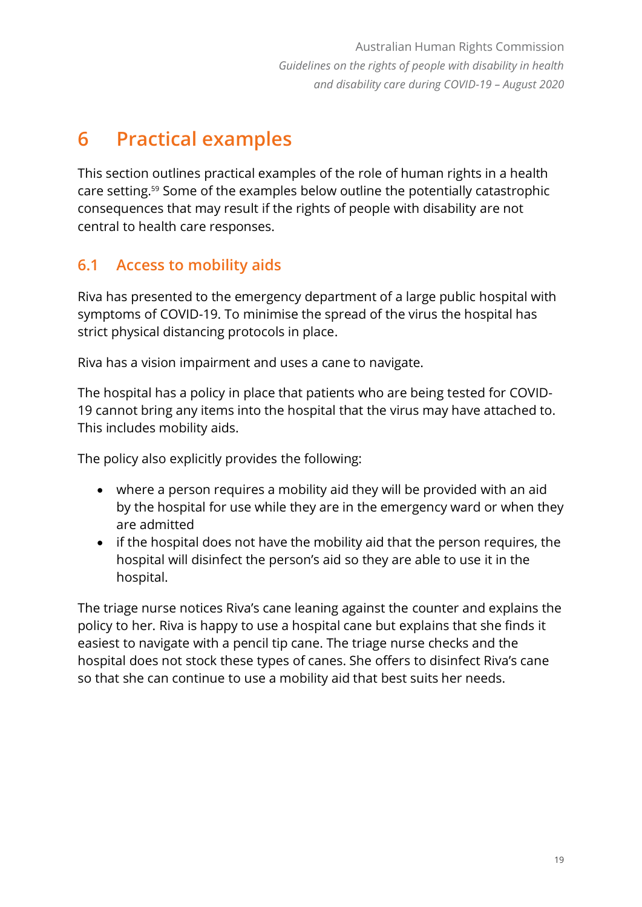# 6 Practical examples

This section outlines practical examples of the role of human rights in a health care setting.[59] Some of the examples below outline the potentially catastrophic consequences that may result if the rights of people with disability are not central to health care responses.

## 6.1 Access to mobility aids

Riva has presented to the emergency department of a large public hospital with symptoms of COVID-19. To minimise the spread of the virus the hospital has strict physical distancing protocols in place.

Riva has a vision impairment and uses a cane to navigate.

The hospital has a policy in place that patients who are being tested for COVID-19 cannot bring any items into the hospital that the virus may have attached to. This includes mobility aids.

The policy also explicitly provides the following:

- where a person requires a mobility aid they will be provided with an aid by the hospital for use while they are in the emergency ward or when they are admitted
- if the hospital does not have the mobility aid that the person requires, the hospital will disinfect the person's aid so they are able to use it in the hospital.

The triage nurse notices Riva's cane leaning against the counter and explains the policy to her. Riva is happy to use a hospital cane but explains that she finds it easiest to navigate with a pencil tip cane. The triage nurse checks and the hospital does not stock these types of canes. She offers to disinfect Riva's cane so that she can continue to use a mobility aid that best suits her needs.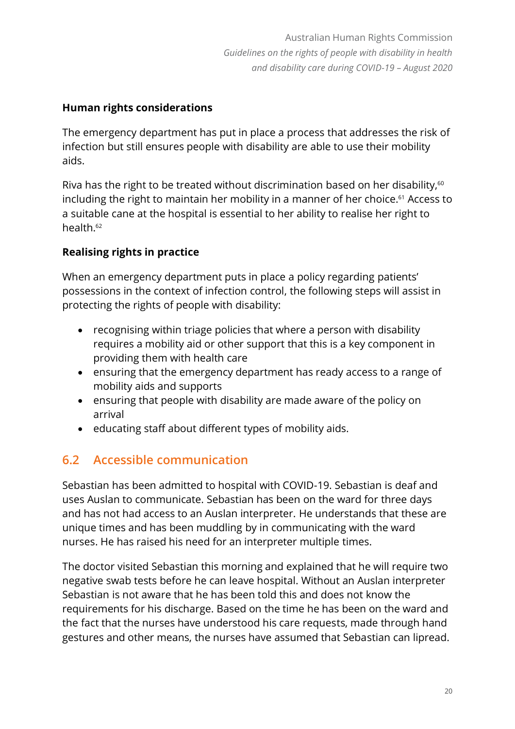**Human rights considerations**

The emergency department has put in place a process that addresses the risk of infection but still ensures people with disability are able to use their mobility aids.

Riva has the right to be treated without discrimination based on her disability,[60] including the right to maintain her mobility in a manner of her choice.[61] Access to a suitable cane at the hospital is essential to her ability to realise her right to health.[62]

**Realising rights in practice**

When an emergency department puts in place a policy regarding patients' possessions in the context of infection control, the following steps will assist in protecting the rights of people with disability:

- recognising within triage policies that where a person with disability requires a mobility aid or other support that this is a key component in providing them with health care
- ensuring that the emergency department has ready access to a range of mobility aids and supports
- ensuring that people with disability are made aware of the policy on arrival
- educating staff about different types of mobility aids.

## 6.2 Accessible communication

Sebastian has been admitted to hospital with COVID-19. Sebastian is deaf and uses Auslan to communicate. Sebastian has been on the ward for three days and has not had access to an Auslan interpreter. He understands that these are unique times and has been muddling by in communicating with the ward nurses. He has raised his need for an interpreter multiple times.

The doctor visited Sebastian this morning and explained that he will require two negative swab tests before he can leave hospital. Without an Auslan interpreter Sebastian is not aware that he has been told this and does not know the requirements for his discharge. Based on the time he has been on the ward and the fact that the nurses have understood his care requests, made through hand gestures and other means, the nurses have assumed that Sebastian can lipread.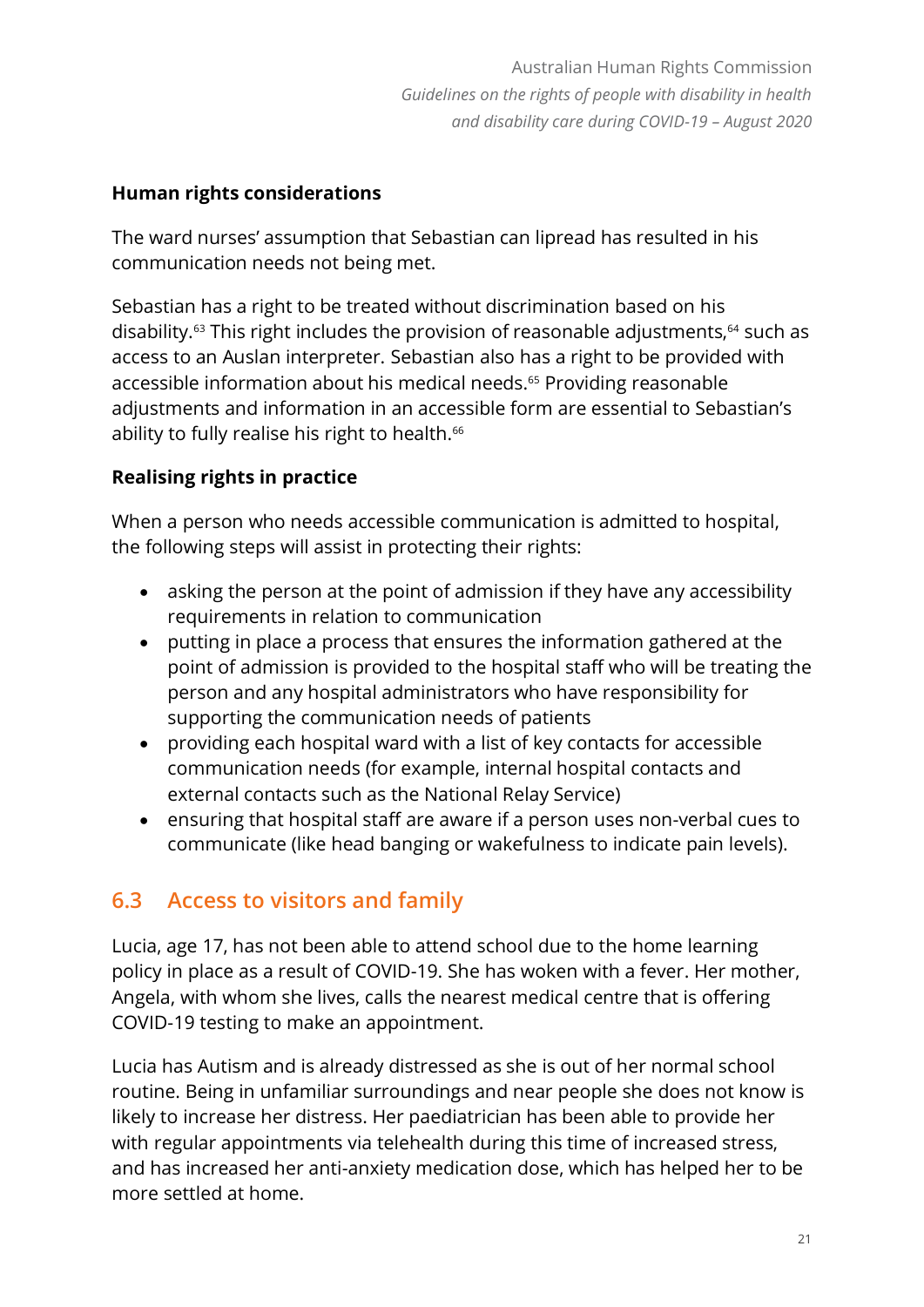**Human rights considerations**

The ward nurses' assumption that Sebastian can lipread has resulted in his communication needs not being met.

Sebastian has a right to be treated without discrimination based on his disability.[63] This right includes the provision of reasonable adjustments,[64] such as access to an Auslan interpreter. Sebastian also has a right to be provided with accessible information about his medical needs.[65] Providing reasonable adjustments and information in an accessible form are essential to Sebastian's ability to fully realise his right to health.[66]

**Realising rights in practice**

When a person who needs accessible communication is admitted to hospital, the following steps will assist in protecting their rights:

- asking the person at the point of admission if they have any accessibility requirements in relation to communication
- putting in place a process that ensures the information gathered at the point of admission is provided to the hospital staff who will be treating the person and any hospital administrators who have responsibility for supporting the communication needs of patients
- providing each hospital ward with a list of key contacts for accessible communication needs (for example, internal hospital contacts and external contacts such as the National Relay Service)
- ensuring that hospital staff are aware if a person uses non-verbal cues to communicate (like head banging or wakefulness to indicate pain levels).

## 6.3 Access to visitors and family

Lucia, age 17, has not been able to attend school due to the home learning policy in place as a result of COVID-19. She has woken with a fever. Her mother, Angela, with whom she lives, calls the nearest medical centre that is offering COVID-19 testing to make an appointment.

Lucia has Autism and is already distressed as she is out of her normal school routine. Being in unfamiliar surroundings and near people she does not know is likely to increase her distress. Her paediatrician has been able to provide her with regular appointments via telehealth during this time of increased stress, and has increased her anti-anxiety medication dose, which has helped her to be more settled at home.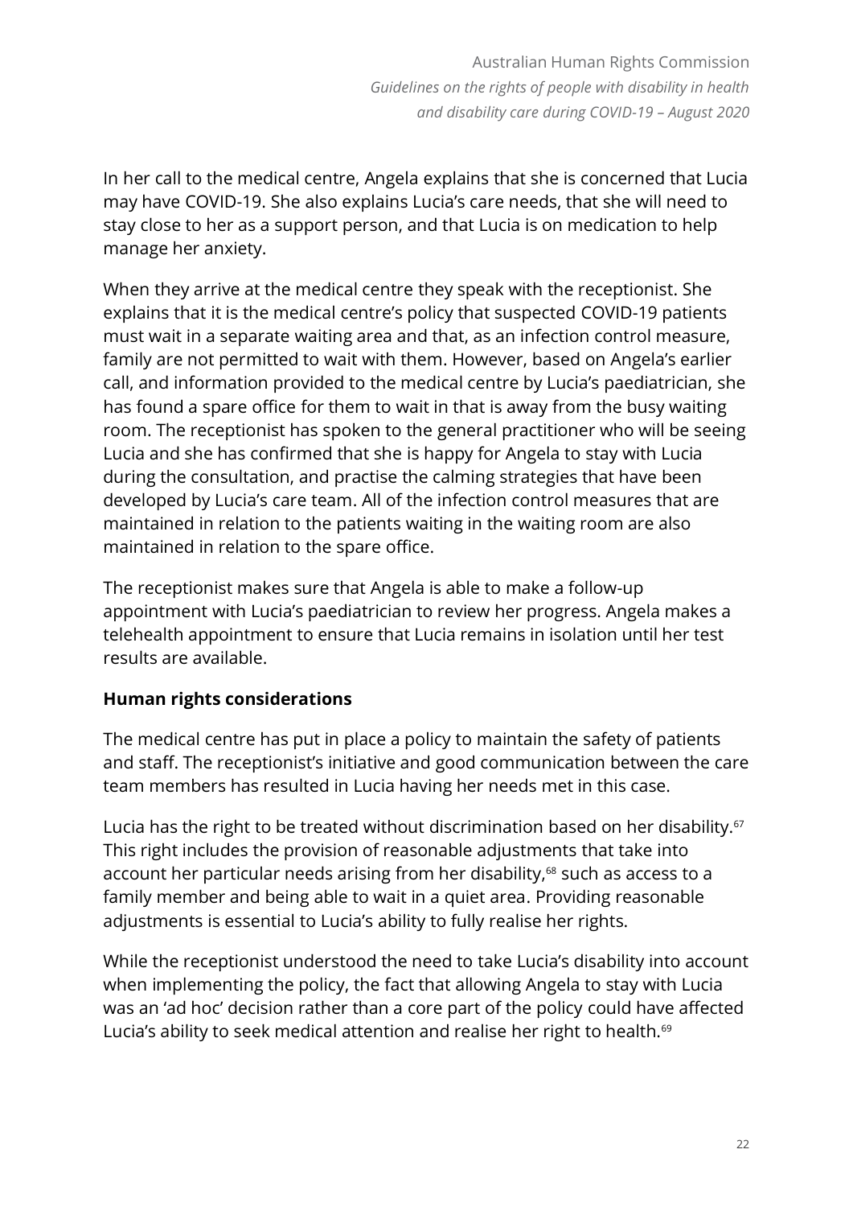In her call to the medical centre, Angela explains that she is concerned that Lucia may have COVID-19. She also explains Lucia's care needs, that she will need to stay close to her as a support person, and that Lucia is on medication to help manage her anxiety.

When they arrive at the medical centre they speak with the receptionist. She explains that it is the medical centre's policy that suspected COVID-19 patients must wait in a separate waiting area and that, as an infection control measure, family are not permitted to wait with them. However, based on Angela's earlier call, and information provided to the medical centre by Lucia's paediatrician, she has found a spare office for them to wait in that is away from the busy waiting room. The receptionist has spoken to the general practitioner who will be seeing Lucia and she has confirmed that she is happy for Angela to stay with Lucia during the consultation, and practise the calming strategies that have been developed by Lucia's care team. All of the infection control measures that are maintained in relation to the patients waiting in the waiting room are also maintained in relation to the spare office.

The receptionist makes sure that Angela is able to make a follow-up appointment with Lucia's paediatrician to review her progress. Angela makes a telehealth appointment to ensure that Lucia remains in isolation until her test results are available.

**Human rights considerations**

The medical centre has put in place a policy to maintain the safety of patients and staff. The receptionist's initiative and good communication between the care team members has resulted in Lucia having her needs met in this case.

Lucia has the right to be treated without discrimination based on her disability.[67] This right includes the provision of reasonable adjustments that take into account her particular needs arising from her disability,[68] such as access to a family member and being able to wait in a quiet area. Providing reasonable adjustments is essential to Lucia's ability to fully realise her rights.

While the receptionist understood the need to take Lucia's disability into account when implementing the policy, the fact that allowing Angela to stay with Lucia was an 'ad hoc' decision rather than a core part of the policy could have affected Lucia's ability to seek medical attention and realise her right to health.[69]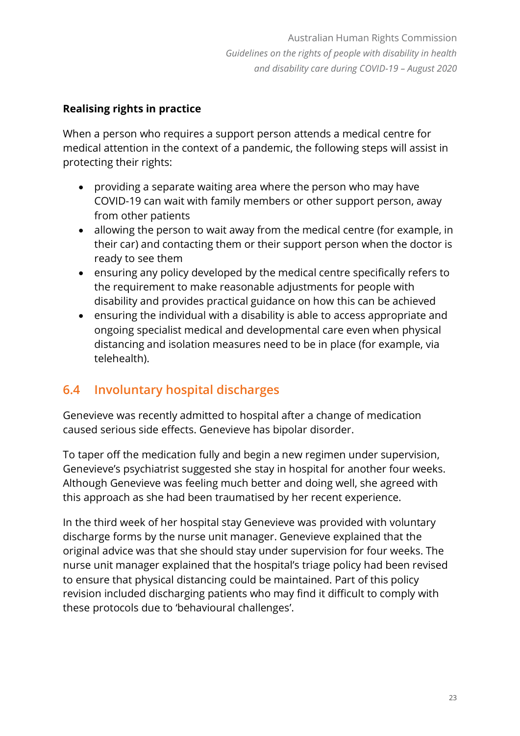**Realising rights in practice**

When a person who requires a support person attends a medical centre for medical attention in the context of a pandemic, the following steps will assist in protecting their rights:

- providing a separate waiting area where the person who may have COVID-19 can wait with family members or other support person, away from other patients
- allowing the person to wait away from the medical centre (for example, in their car) and contacting them or their support person when the doctor is ready to see them
- ensuring any policy developed by the medical centre specifically refers to the requirement to make reasonable adjustments for people with disability and provides practical guidance on how this can be achieved
- ensuring the individual with a disability is able to access appropriate and ongoing specialist medical and developmental care even when physical distancing and isolation measures need to be in place (for example, via telehealth).

## 6.4 Involuntary hospital discharges

Genevieve was recently admitted to hospital after a change of medication caused serious side effects. Genevieve has bipolar disorder.

To taper off the medication fully and begin a new regimen under supervision, Genevieve's psychiatrist suggested she stay in hospital for another four weeks. Although Genevieve was feeling much better and doing well, she agreed with this approach as she had been traumatised by her recent experience.

In the third week of her hospital stay Genevieve was provided with voluntary discharge forms by the nurse unit manager. Genevieve explained that the original advice was that she should stay under supervision for four weeks. The nurse unit manager explained that the hospital's triage policy had been revised to ensure that physical distancing could be maintained. Part of this policy revision included discharging patients who may find it difficult to comply with these protocols due to 'behavioural challenges'.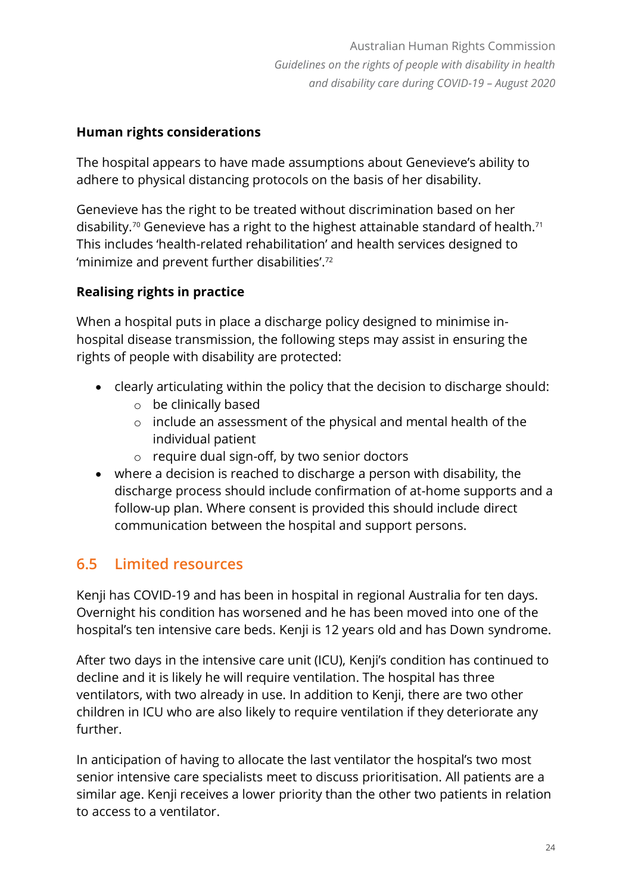**Human rights considerations**

The hospital appears to have made assumptions about Genevieve's ability to adhere to physical distancing protocols on the basis of her disability.

Genevieve has the right to be treated without discrimination based on her disability.[70] Genevieve has a right to the highest attainable standard of health.[71] This includes 'health-related rehabilitation' and health services designed to 'minimize and prevent further disabilities'.[72]

**Realising rights in practice**

When a hospital puts in place a discharge policy designed to minimise in-hospital disease transmission, the following steps may assist in ensuring the rights of people with disability are protected:

- clearly articulating within the policy that the decision to discharge should:
  - be clinically based
  - include an assessment of the physical and mental health of the individual patient
  - require dual sign-off, by two senior doctors
- where a decision is reached to discharge a person with disability, the discharge process should include confirmation of at-home supports and a follow-up plan. Where consent is provided this should include direct communication between the hospital and support persons.

## 6.5 Limited resources

Kenji has COVID-19 and has been in hospital in regional Australia for ten days. Overnight his condition has worsened and he has been moved into one of the hospital's ten intensive care beds. Kenji is 12 years old and has Down syndrome.

After two days in the intensive care unit (ICU), Kenji's condition has continued to decline and it is likely he will require ventilation. The hospital has three ventilators, with two already in use. In addition to Kenji, there are two other children in ICU who are also likely to require ventilation if they deteriorate any further.

In anticipation of having to allocate the last ventilator the hospital's two most senior intensive care specialists meet to discuss prioritisation. All patients are a similar age. Kenji receives a lower priority than the other two patients in relation to access to a ventilator.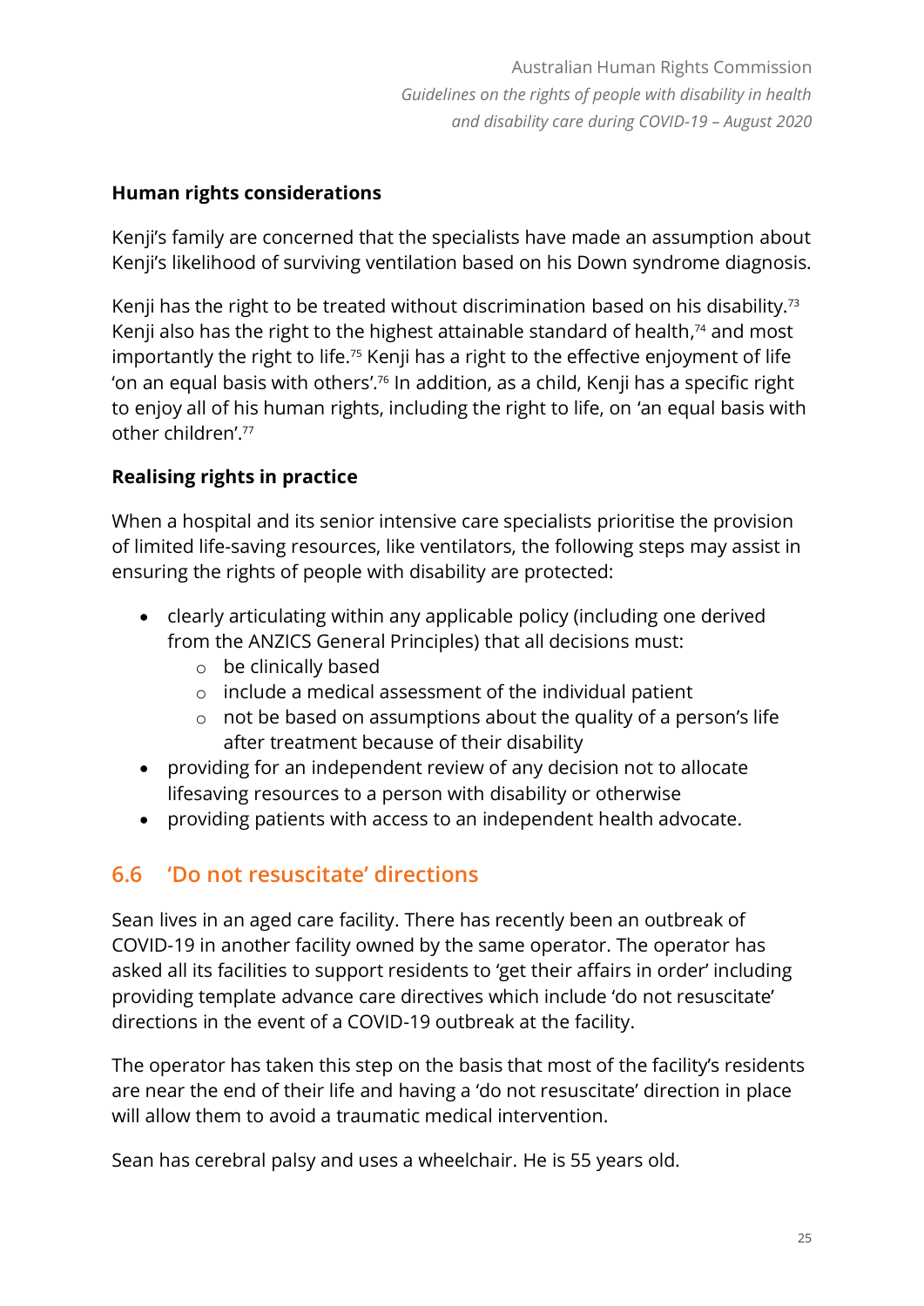### Human rights considerations

Kenji's family are concerned that the specialists have made an assumption about Kenji's likelihood of surviving ventilation based on his Down syndrome diagnosis.

Kenji has the right to be treated without discrimination based on his disability.[73] Kenji also has the right to the highest attainable standard of health,[74] and most importantly the right to life.[75] Kenji has a right to the effective enjoyment of life 'on an equal basis with others'.[76] In addition, as a child, Kenji has a specific right to enjoy all of his human rights, including the right to life, on 'an equal basis with other children'.[77]

### Realising rights in practice

When a hospital and its senior intensive care specialists prioritise the provision of limited life-saving resources, like ventilators, the following steps may assist in ensuring the rights of people with disability are protected:

- clearly articulating within any applicable policy (including one derived from the ANZICS General Principles) that all decisions must:
  - be clinically based
  - include a medical assessment of the individual patient
  - not be based on assumptions about the quality of a person's life after treatment because of their disability
- providing for an independent review of any decision not to allocate lifesaving resources to a person with disability or otherwise
- providing patients with access to an independent health advocate.

## 6.6 'Do not resuscitate' directions

Sean lives in an aged care facility. There has recently been an outbreak of COVID-19 in another facility owned by the same operator. The operator has asked all its facilities to support residents to 'get their affairs in order' including providing template advance care directives which include 'do not resuscitate' directions in the event of a COVID-19 outbreak at the facility.

The operator has taken this step on the basis that most of the facility's residents are near the end of their life and having a 'do not resuscitate' direction in place will allow them to avoid a traumatic medical intervention.

Sean has cerebral palsy and uses a wheelchair. He is 55 years old.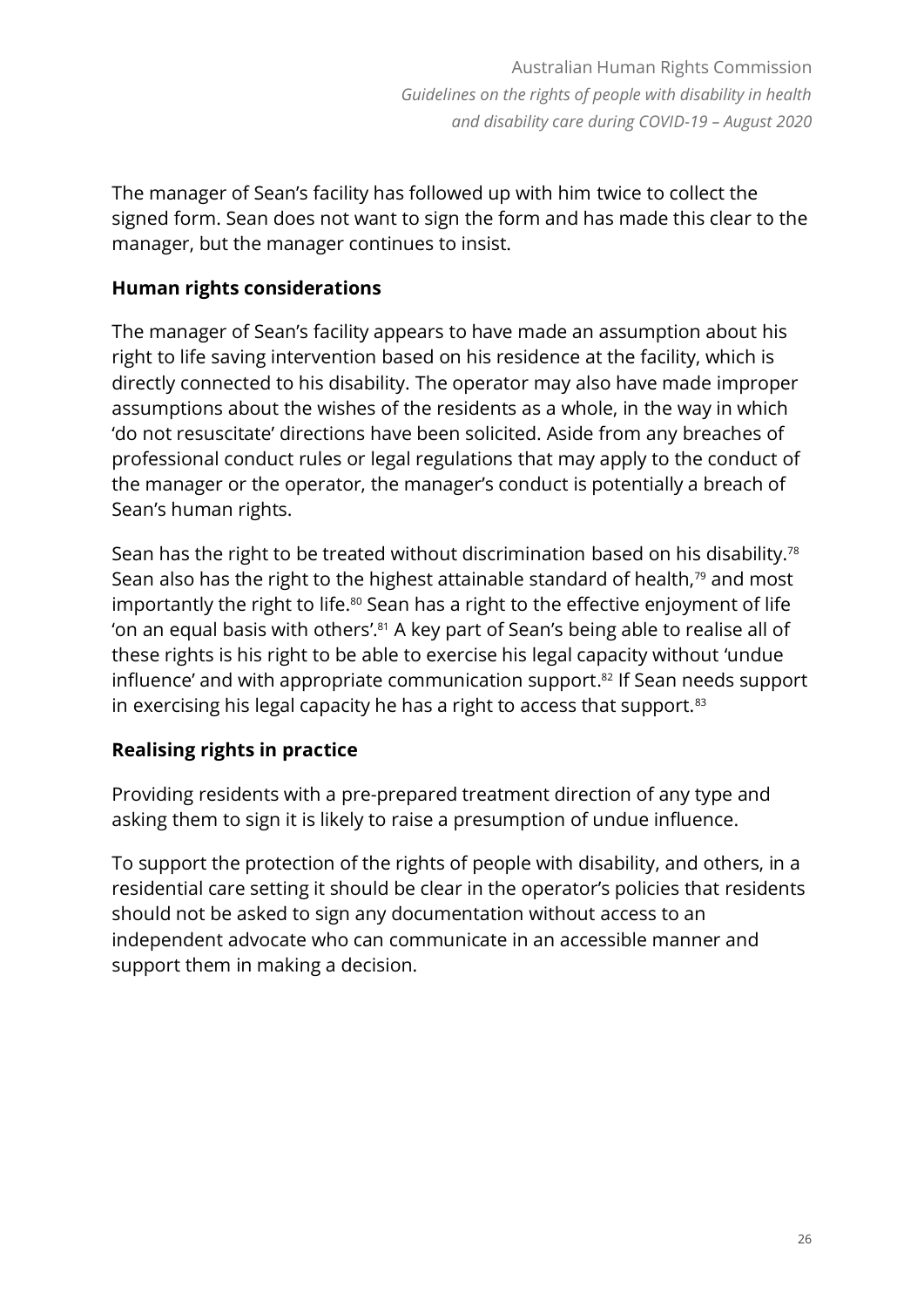The manager of Sean's facility has followed up with him twice to collect the signed form. Sean does not want to sign the form and has made this clear to the manager, but the manager continues to insist.

**Human rights considerations**

The manager of Sean's facility appears to have made an assumption about his right to life saving intervention based on his residence at the facility, which is directly connected to his disability. The operator may also have made improper assumptions about the wishes of the residents as a whole, in the way in which 'do not resuscitate' directions have been solicited. Aside from any breaches of professional conduct rules or legal regulations that may apply to the conduct of the manager or the operator, the manager's conduct is potentially a breach of Sean's human rights.

Sean has the right to be treated without discrimination based on his disability.[78] Sean also has the right to the highest attainable standard of health,[79] and most importantly the right to life.[80] Sean has a right to the effective enjoyment of life 'on an equal basis with others'.[81] A key part of Sean's being able to realise all of these rights is his right to be able to exercise his legal capacity without 'undue influence' and with appropriate communication support.[82] If Sean needs support in exercising his legal capacity he has a right to access that support.[83]

**Realising rights in practice**

Providing residents with a pre-prepared treatment direction of any type and asking them to sign it is likely to raise a presumption of undue influence.

To support the protection of the rights of people with disability, and others, in a residential care setting it should be clear in the operator's policies that residents should not be asked to sign any documentation without access to an independent advocate who can communicate in an accessible manner and support them in making a decision.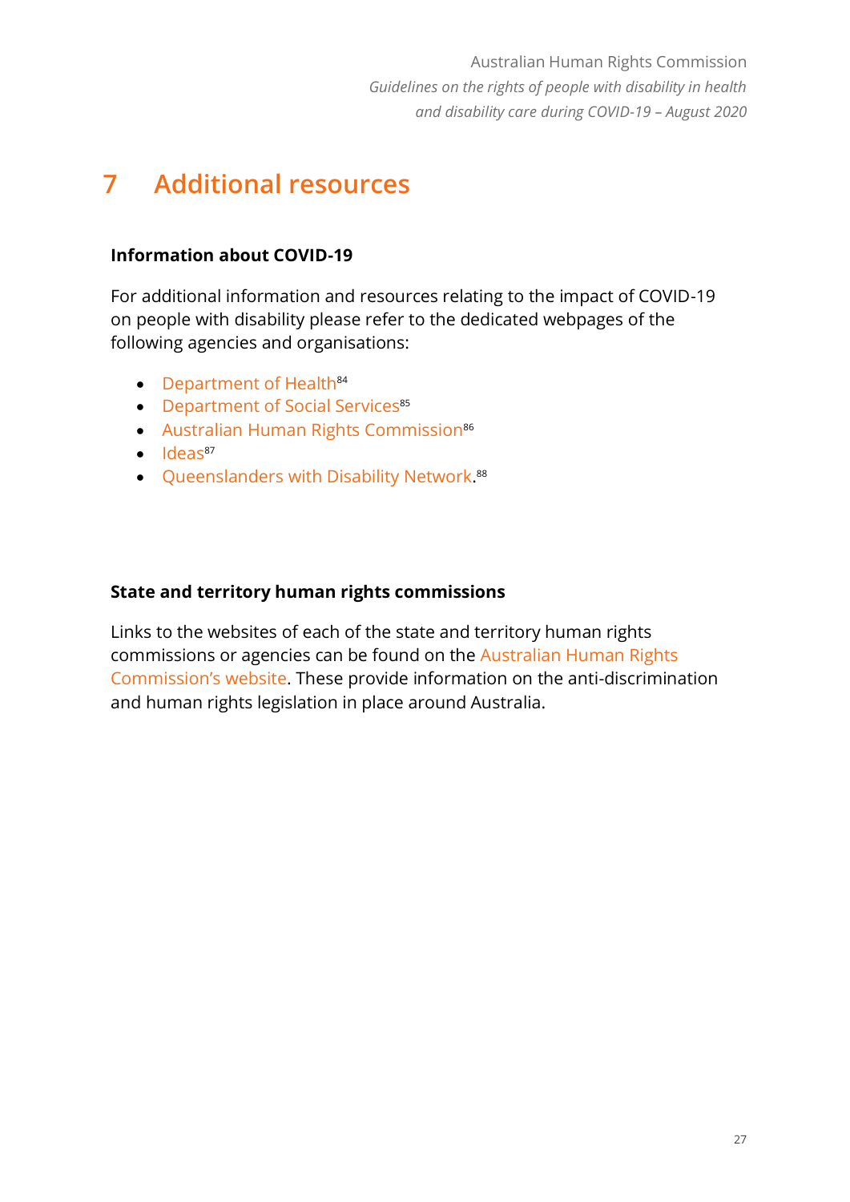# 7 Additional resources

**Information about COVID-19**

For additional information and resources relating to the impact of COVID-19 on people with disability please refer to the dedicated webpages of the following agencies and organisations:

- Department of Health[84]
- Department of Social Services[85]
- Australian Human Rights Commission[86]
- Ideas[87]
- Queenslanders with Disability Network.[88]

**State and territory human rights commissions**

Links to the websites of each of the state and territory human rights commissions or agencies can be found on the Australian Human Rights Commission's website. These provide information on the anti-discrimination and human rights legislation in place around Australia.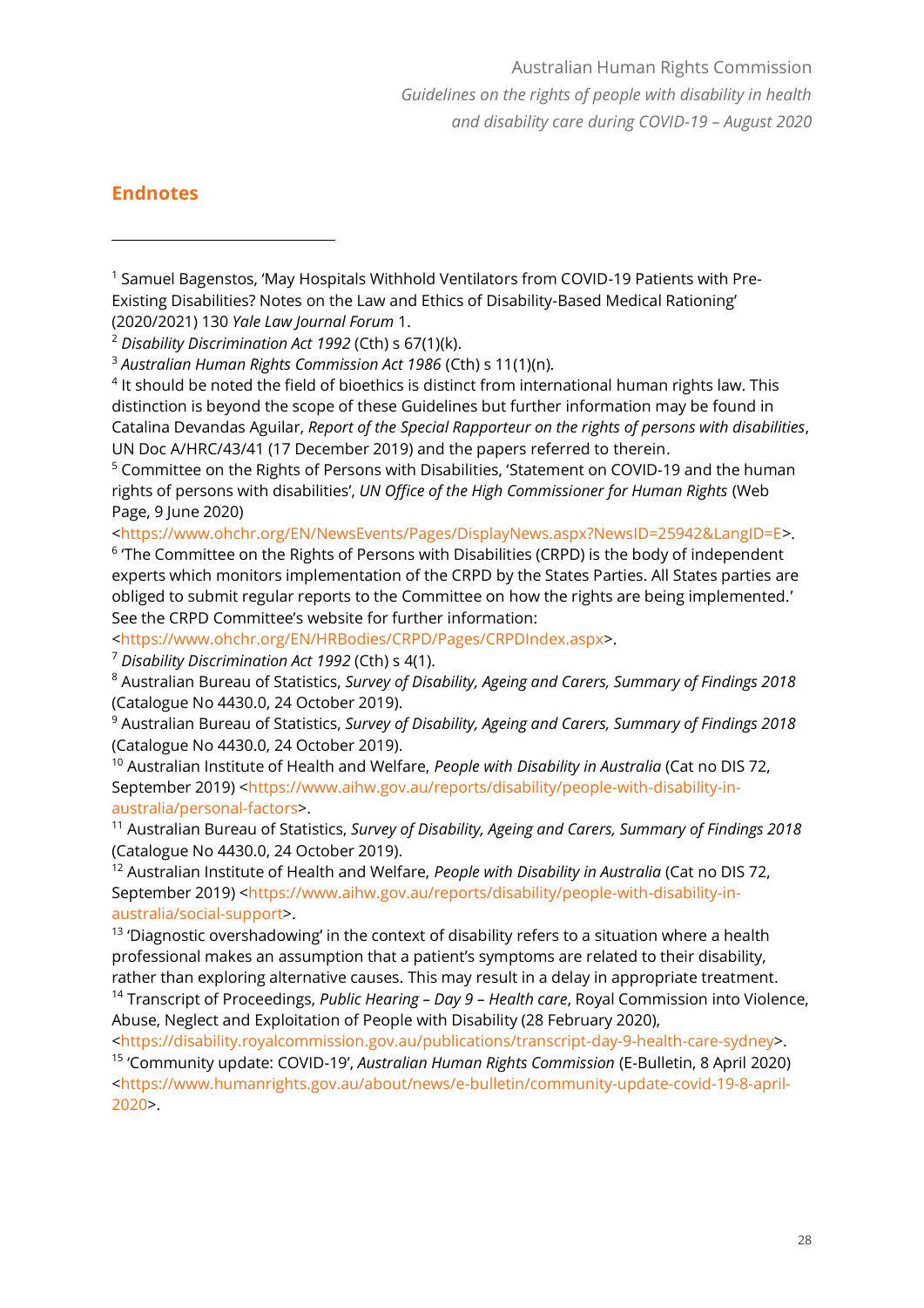## Endnotes

[1] Samuel Bagenstos, 'May Hospitals Withhold Ventilators from COVID-19 Patients with Pre-Existing Disabilities? Notes on the Law and Ethics of Disability-Based Medical Rationing' (2020/2021) 130 *Yale Law Journal Forum* 1.

[2] *Disability Discrimination Act 1992* (Cth) s 67(1)(k).

[3] *Australian Human Rights Commission Act 1986* (Cth) s 11(1)(n).

[4] It should be noted the field of bioethics is distinct from international human rights law. This distinction is beyond the scope of these Guidelines but further information may be found in Catalina Devandas Aguilar, *Report of the Special Rapporteur on the rights of persons with disabilities*, UN Doc A/HRC/43/41 (17 December 2019) and the papers referred to therein.

[5] Committee on the Rights of Persons with Disabilities, 'Statement on COVID-19 and the human rights of persons with disabilities', *UN Office of the High Commissioner for Human Rights* (Web Page, 9 June 2020) <https://www.ohchr.org/EN/NewsEvents/Pages/DisplayNews.aspx?NewsID=25942&LangID=E>.

[6] 'The Committee on the Rights of Persons with Disabilities (CRPD) is the body of independent experts which monitors implementation of the CRPD by the States Parties. All States parties are obliged to submit regular reports to the Committee on how the rights are being implemented.' See the CRPD Committee's website for further information: <https://www.ohchr.org/EN/HRBodies/CRPD/Pages/CRPDIndex.aspx>.

[7] *Disability Discrimination Act 1992* (Cth) s 4(1).

[8] Australian Bureau of Statistics, *Survey of Disability, Ageing and Carers, Summary of Findings 2018* (Catalogue No 4430.0, 24 October 2019).

[9] Australian Bureau of Statistics, *Survey of Disability, Ageing and Carers, Summary of Findings 2018* (Catalogue No 4430.0, 24 October 2019).

[10] Australian Institute of Health and Welfare, *People with Disability in Australia* (Cat no DIS 72, September 2019) <https://www.aihw.gov.au/reports/disability/people-with-disability-in-australia/personal-factors>.

[11] Australian Bureau of Statistics, *Survey of Disability, Ageing and Carers, Summary of Findings 2018* (Catalogue No 4430.0, 24 October 2019).

[12] Australian Institute of Health and Welfare, *People with Disability in Australia* (Cat no DIS 72, September 2019) <https://www.aihw.gov.au/reports/disability/people-with-disability-in-australia/social-support>.

[13] 'Diagnostic overshadowing' in the context of disability refers to a situation where a health professional makes an assumption that a patient's symptoms are related to their disability, rather than exploring alternative causes. This may result in a delay in appropriate treatment.

[14] Transcript of Proceedings, *Public Hearing – Day 9 – Health care*, Royal Commission into Violence, Abuse, Neglect and Exploitation of People with Disability (28 February 2020), <https://disability.royalcommission.gov.au/publications/transcript-day-9-health-care-sydney>.

[15] 'Community update: COVID-19', *Australian Human Rights Commission* (E-Bulletin, 8 April 2020) <https://www.humanrights.gov.au/about/news/e-bulletin/community-update-covid-19-8-april-2020>.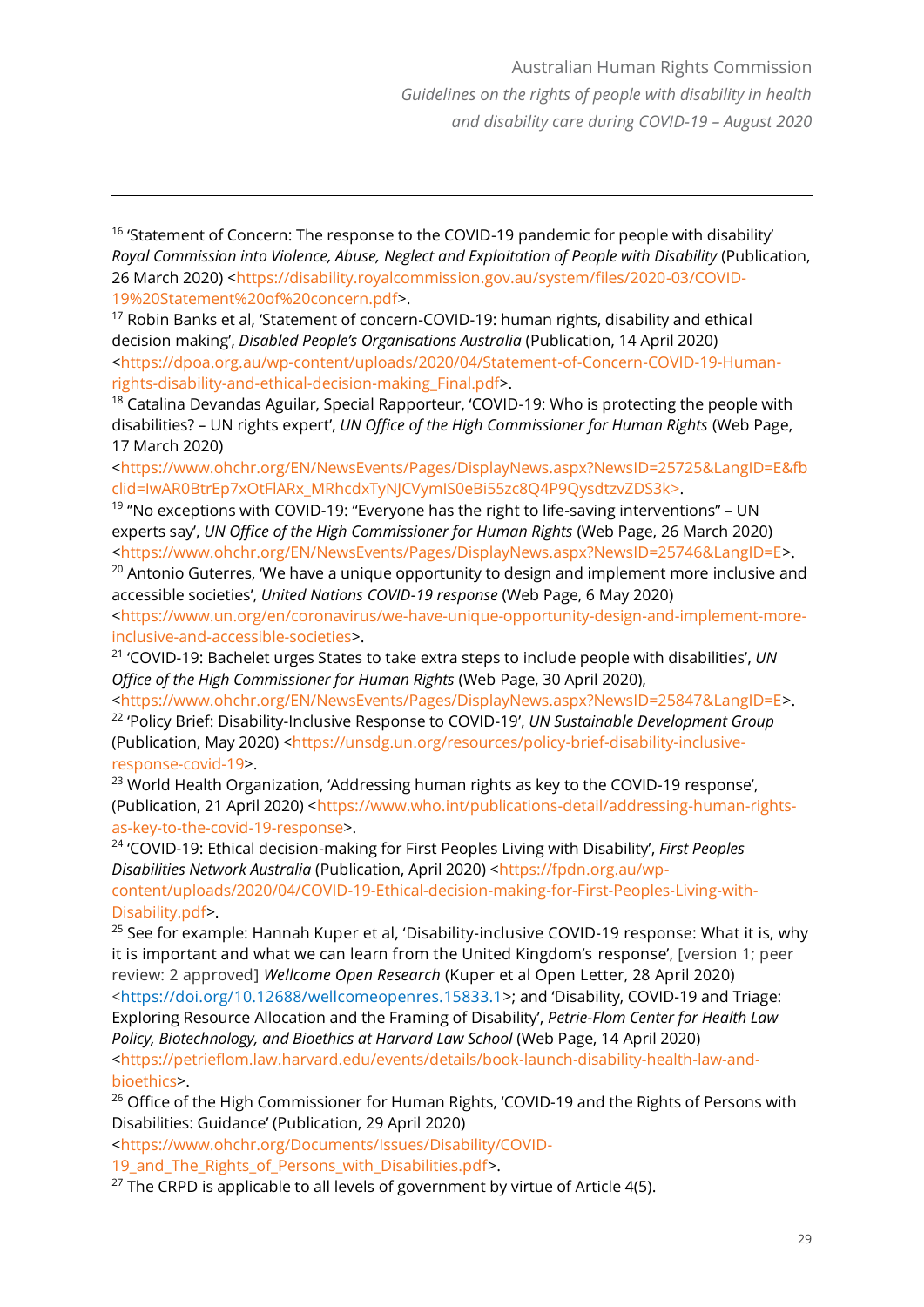[16] 'Statement of Concern: The response to the COVID-19 pandemic for people with disability' *Royal Commission into Violence, Abuse, Neglect and Exploitation of People with Disability* (Publication, 26 March 2020) <https://disability.royalcommission.gov.au/system/files/2020-03/COVID-19%20Statement%20of%20concern.pdf>.

[17] Robin Banks et al, 'Statement of concern-COVID-19: human rights, disability and ethical decision making', *Disabled People's Organisations Australia* (Publication, 14 April 2020) <https://dpoa.org.au/wp-content/uploads/2020/04/Statement-of-Concern-COVID-19-Human-rights-disability-and-ethical-decision-making_Final.pdf>.

[18] Catalina Devandas Aguilar, Special Rapporteur, 'COVID-19: Who is protecting the people with disabilities? – UN rights expert', *UN Office of the High Commissioner for Human Rights* (Web Page, 17 March 2020) <https://www.ohchr.org/EN/NewsEvents/Pages/DisplayNews.aspx?NewsID=25725&LangID=E&fbclid=IwAR0BtrEp7xOtFlARx_MRhcdxTyNJCVymlS0eBi55zc8Q4P9QysdtzvZDS3k>.

[19] "No exceptions with COVID-19: "Everyone has the right to life-saving interventions" – UN experts say', *UN Office of the High Commissioner for Human Rights* (Web Page, 26 March 2020) <https://www.ohchr.org/EN/NewsEvents/Pages/DisplayNews.aspx?NewsID=25746&LangID=E>.

[20] Antonio Guterres, 'We have a unique opportunity to design and implement more inclusive and accessible societies', *United Nations COVID-19 response* (Web Page, 6 May 2020) <https://www.un.org/en/coronavirus/we-have-unique-opportunity-design-and-implement-more-inclusive-and-accessible-societies>.

[21] 'COVID-19: Bachelet urges States to take extra steps to include people with disabilities', *UN Office of the High Commissioner for Human Rights* (Web Page, 30 April 2020), <https://www.ohchr.org/EN/NewsEvents/Pages/DisplayNews.aspx?NewsID=25847&LangID=E>.

[22] 'Policy Brief: Disability-Inclusive Response to COVID-19', *UN Sustainable Development Group* (Publication, May 2020) <https://unsdg.un.org/resources/policy-brief-disability-inclusive-response-covid-19>.

[23] World Health Organization, 'Addressing human rights as key to the COVID-19 response', (Publication, 21 April 2020) <https://www.who.int/publications-detail/addressing-human-rights-as-key-to-the-covid-19-response>.

[24] 'COVID-19: Ethical decision-making for First Peoples Living with Disability', *First Peoples Disabilities Network Australia* (Publication, April 2020) <https://fpdn.org.au/wp-content/uploads/2020/04/COVID-19-Ethical-decision-making-for-First-Peoples-Living-with-Disability.pdf>.

[25] See for example: Hannah Kuper et al, 'Disability-inclusive COVID-19 response: What it is, why it is important and what we can learn from the United Kingdom's response', [version 1; peer review: 2 approved] *Wellcome Open Research* (Kuper et al Open Letter, 28 April 2020) <https://doi.org/10.12688/wellcomeopenres.15833.1>; and 'Disability, COVID-19 and Triage: Exploring Resource Allocation and the Framing of Disability', *Petrie-Flom Center for Health Law Policy, Biotechnology, and Bioethics at Harvard Law School* (Web Page, 14 April 2020) <https://petrieflom.law.harvard.edu/events/details/book-launch-disability-health-law-and-bioethics>.

[26] Office of the High Commissioner for Human Rights, 'COVID-19 and the Rights of Persons with Disabilities: Guidance' (Publication, 29 April 2020) <https://www.ohchr.org/Documents/Issues/Disability/COVID-19_and_The_Rights_of_Persons_with_Disabilities.pdf>.

[27] The CRPD is applicable to all levels of government by virtue of Article 4(5).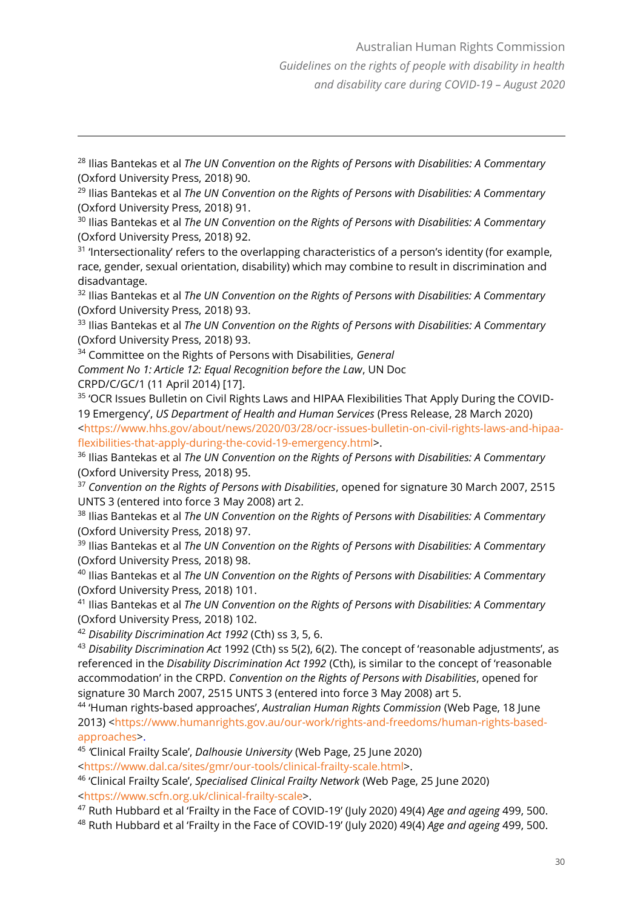[28] Ilias Bantekas et al *The UN Convention on the Rights of Persons with Disabilities: A Commentary* (Oxford University Press, 2018) 90.

[29] Ilias Bantekas et al *The UN Convention on the Rights of Persons with Disabilities: A Commentary* (Oxford University Press, 2018) 91.

[30] Ilias Bantekas et al *The UN Convention on the Rights of Persons with Disabilities: A Commentary* (Oxford University Press, 2018) 92.

[31] 'Intersectionality' refers to the overlapping characteristics of a person's identity (for example, race, gender, sexual orientation, disability) which may combine to result in discrimination and disadvantage.

[32] Ilias Bantekas et al *The UN Convention on the Rights of Persons with Disabilities: A Commentary* (Oxford University Press, 2018) 93.

[33] Ilias Bantekas et al *The UN Convention on the Rights of Persons with Disabilities: A Commentary* (Oxford University Press, 2018) 93.

[34] Committee on the Rights of Persons with Disabilities, *General Comment No 1: Article 12: Equal Recognition before the Law*, UN Doc CRPD/C/GC/1 (11 April 2014) [17].

[35] 'OCR Issues Bulletin on Civil Rights Laws and HIPAA Flexibilities That Apply During the COVID-19 Emergency', *US Department of Health and Human Services* (Press Release, 28 March 2020) <https://www.hhs.gov/about/news/2020/03/28/ocr-issues-bulletin-on-civil-rights-laws-and-hipaa-flexibilities-that-apply-during-the-covid-19-emergency.html>.

[36] Ilias Bantekas et al *The UN Convention on the Rights of Persons with Disabilities: A Commentary* (Oxford University Press, 2018) 95.

[37] *Convention on the Rights of Persons with Disabilities*, opened for signature 30 March 2007, 2515 UNTS 3 (entered into force 3 May 2008) art 2.

[38] Ilias Bantekas et al *The UN Convention on the Rights of Persons with Disabilities: A Commentary* (Oxford University Press, 2018) 97.

[39] Ilias Bantekas et al *The UN Convention on the Rights of Persons with Disabilities: A Commentary* (Oxford University Press, 2018) 98.

[40] Ilias Bantekas et al *The UN Convention on the Rights of Persons with Disabilities: A Commentary* (Oxford University Press, 2018) 101.

[41] Ilias Bantekas et al *The UN Convention on the Rights of Persons with Disabilities: A Commentary* (Oxford University Press, 2018) 102.

[42] *Disability Discrimination Act 1992* (Cth) ss 3, 5, 6.

[43] *Disability Discrimination Act* 1992 (Cth) ss 5(2), 6(2). The concept of 'reasonable adjustments', as referenced in the *Disability Discrimination Act 1992* (Cth), is similar to the concept of 'reasonable accommodation' in the CRPD. *Convention on the Rights of Persons with Disabilities*, opened for signature 30 March 2007, 2515 UNTS 3 (entered into force 3 May 2008) art 5.

[44] 'Human rights-based approaches', *Australian Human Rights Commission* (Web Page, 18 June 2013) <https://www.humanrights.gov.au/our-work/rights-and-freedoms/human-rights-based-approaches>.

[45] 'Clinical Frailty Scale', *Dalhousie University* (Web Page, 25 June 2020) <https://www.dal.ca/sites/gmr/our-tools/clinical-frailty-scale.html>.

[46] 'Clinical Frailty Scale', *Specialised Clinical Frailty Network* (Web Page, 25 June 2020) <https://www.scfn.org.uk/clinical-frailty-scale>.

[47] Ruth Hubbard et al 'Frailty in the Face of COVID-19' (July 2020) 49(4) *Age and ageing* 499, 500.

[48] Ruth Hubbard et al 'Frailty in the Face of COVID-19' (July 2020) 49(4) *Age and ageing* 499, 500.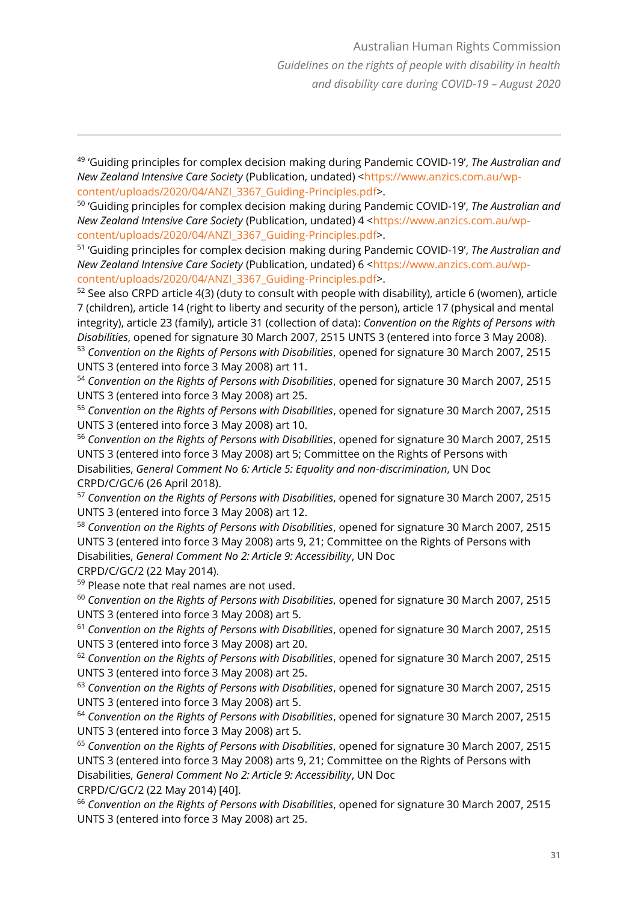[49] 'Guiding principles for complex decision making during Pandemic COVID-19', *The Australian and New Zealand Intensive Care Society* (Publication, undated) <https://www.anzics.com.au/wp-content/uploads/2020/04/ANZI_3367_Guiding-Principles.pdf>.

[50] 'Guiding principles for complex decision making during Pandemic COVID-19', *The Australian and New Zealand Intensive Care Society* (Publication, undated) 4 <https://www.anzics.com.au/wp-content/uploads/2020/04/ANZI_3367_Guiding-Principles.pdf>.

[51] 'Guiding principles for complex decision making during Pandemic COVID-19', *The Australian and New Zealand Intensive Care Society* (Publication, undated) 6 <https://www.anzics.com.au/wp-content/uploads/2020/04/ANZI_3367_Guiding-Principles.pdf>.

[52] See also CRPD article 4(3) (duty to consult with people with disability), article 6 (women), article 7 (children), article 14 (right to liberty and security of the person), article 17 (physical and mental integrity), article 23 (family), article 31 (collection of data): *Convention on the Rights of Persons with Disabilities*, opened for signature 30 March 2007, 2515 UNTS 3 (entered into force 3 May 2008).

[53] *Convention on the Rights of Persons with Disabilities*, opened for signature 30 March 2007, 2515 UNTS 3 (entered into force 3 May 2008) art 11.

[54] *Convention on the Rights of Persons with Disabilities*, opened for signature 30 March 2007, 2515 UNTS 3 (entered into force 3 May 2008) art 25.

[55] *Convention on the Rights of Persons with Disabilities*, opened for signature 30 March 2007, 2515 UNTS 3 (entered into force 3 May 2008) art 10.

[56] *Convention on the Rights of Persons with Disabilities*, opened for signature 30 March 2007, 2515 UNTS 3 (entered into force 3 May 2008) art 5; Committee on the Rights of Persons with Disabilities, *General Comment No 6: Article 5: Equality and non-discrimination*, UN Doc CRPD/C/GC/6 (26 April 2018).

[57] *Convention on the Rights of Persons with Disabilities*, opened for signature 30 March 2007, 2515 UNTS 3 (entered into force 3 May 2008) art 12.

[58] *Convention on the Rights of Persons with Disabilities*, opened for signature 30 March 2007, 2515 UNTS 3 (entered into force 3 May 2008) arts 9, 21; Committee on the Rights of Persons with Disabilities, *General Comment No 2: Article 9: Accessibility*, UN Doc CRPD/C/GC/2 (22 May 2014).

[59] Please note that real names are not used.

[60] *Convention on the Rights of Persons with Disabilities*, opened for signature 30 March 2007, 2515 UNTS 3 (entered into force 3 May 2008) art 5.

[61] *Convention on the Rights of Persons with Disabilities*, opened for signature 30 March 2007, 2515 UNTS 3 (entered into force 3 May 2008) art 20.

[62] *Convention on the Rights of Persons with Disabilities*, opened for signature 30 March 2007, 2515 UNTS 3 (entered into force 3 May 2008) art 25.

[63] *Convention on the Rights of Persons with Disabilities*, opened for signature 30 March 2007, 2515 UNTS 3 (entered into force 3 May 2008) art 5.

[64] *Convention on the Rights of Persons with Disabilities*, opened for signature 30 March 2007, 2515 UNTS 3 (entered into force 3 May 2008) art 5.

[65] *Convention on the Rights of Persons with Disabilities*, opened for signature 30 March 2007, 2515 UNTS 3 (entered into force 3 May 2008) arts 9, 21; Committee on the Rights of Persons with Disabilities, *General Comment No 2: Article 9: Accessibility*, UN Doc CRPD/C/GC/2 (22 May 2014) [40].

[66] *Convention on the Rights of Persons with Disabilities*, opened for signature 30 March 2007, 2515 UNTS 3 (entered into force 3 May 2008) art 25.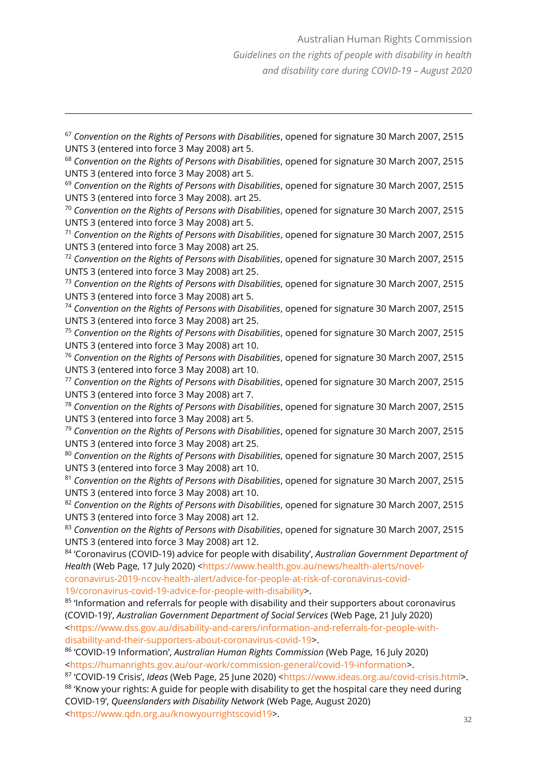[67] *Convention on the Rights of Persons with Disabilities*, opened for signature 30 March 2007, 2515 UNTS 3 (entered into force 3 May 2008) art 5.

[68] *Convention on the Rights of Persons with Disabilities*, opened for signature 30 March 2007, 2515 UNTS 3 (entered into force 3 May 2008) art 5.

[69] *Convention on the Rights of Persons with Disabilities*, opened for signature 30 March 2007, 2515 UNTS 3 (entered into force 3 May 2008). art 25.

[70] *Convention on the Rights of Persons with Disabilities*, opened for signature 30 March 2007, 2515 UNTS 3 (entered into force 3 May 2008) art 5.

[71] *Convention on the Rights of Persons with Disabilities*, opened for signature 30 March 2007, 2515 UNTS 3 (entered into force 3 May 2008) art 25.

[72] *Convention on the Rights of Persons with Disabilities*, opened for signature 30 March 2007, 2515 UNTS 3 (entered into force 3 May 2008) art 25.

[73] *Convention on the Rights of Persons with Disabilities*, opened for signature 30 March 2007, 2515 UNTS 3 (entered into force 3 May 2008) art 5.

[74] *Convention on the Rights of Persons with Disabilities*, opened for signature 30 March 2007, 2515 UNTS 3 (entered into force 3 May 2008) art 25.

[75] *Convention on the Rights of Persons with Disabilities*, opened for signature 30 March 2007, 2515 UNTS 3 (entered into force 3 May 2008) art 10.

[76] *Convention on the Rights of Persons with Disabilities*, opened for signature 30 March 2007, 2515 UNTS 3 (entered into force 3 May 2008) art 10.

[77] *Convention on the Rights of Persons with Disabilities*, opened for signature 30 March 2007, 2515 UNTS 3 (entered into force 3 May 2008) art 7.

[78] *Convention on the Rights of Persons with Disabilities*, opened for signature 30 March 2007, 2515 UNTS 3 (entered into force 3 May 2008) art 5.

[79] *Convention on the Rights of Persons with Disabilities*, opened for signature 30 March 2007, 2515 UNTS 3 (entered into force 3 May 2008) art 25.

[80] *Convention on the Rights of Persons with Disabilities*, opened for signature 30 March 2007, 2515 UNTS 3 (entered into force 3 May 2008) art 10.

[81] *Convention on the Rights of Persons with Disabilities*, opened for signature 30 March 2007, 2515 UNTS 3 (entered into force 3 May 2008) art 10.

[82] *Convention on the Rights of Persons with Disabilities*, opened for signature 30 March 2007, 2515 UNTS 3 (entered into force 3 May 2008) art 12.

[83] *Convention on the Rights of Persons with Disabilities*, opened for signature 30 March 2007, 2515 UNTS 3 (entered into force 3 May 2008) art 12.

[84] 'Coronavirus (COVID-19) advice for people with disability', *Australian Government Department of Health* (Web Page, 17 July 2020) <https://www.health.gov.au/news/health-alerts/novel-coronavirus-2019-ncov-health-alert/advice-for-people-at-risk-of-coronavirus-covid-19/coronavirus-covid-19-advice-for-people-with-disability>.

[85] 'Information and referrals for people with disability and their supporters about coronavirus (COVID-19)', *Australian Government Department of Social Services* (Web Page, 21 July 2020) <https://www.dss.gov.au/disability-and-carers/information-and-referrals-for-people-with-disability-and-their-supporters-about-coronavirus-covid-19>.

[86] 'COVID-19 Information', *Australian Human Rights Commission* (Web Page, 16 July 2020) <https://humanrights.gov.au/our-work/commission-general/covid-19-information>.

[87] 'COVID-19 Crisis', *Ideas* (Web Page, 25 June 2020) <https://www.ideas.org.au/covid-crisis.html>.

[88] 'Know your rights: A guide for people with disability to get the hospital care they need during COVID-19', *Queenslanders with Disability Network* (Web Page, August 2020) <https://www.qdn.org.au/knowyourrightscovid19>.